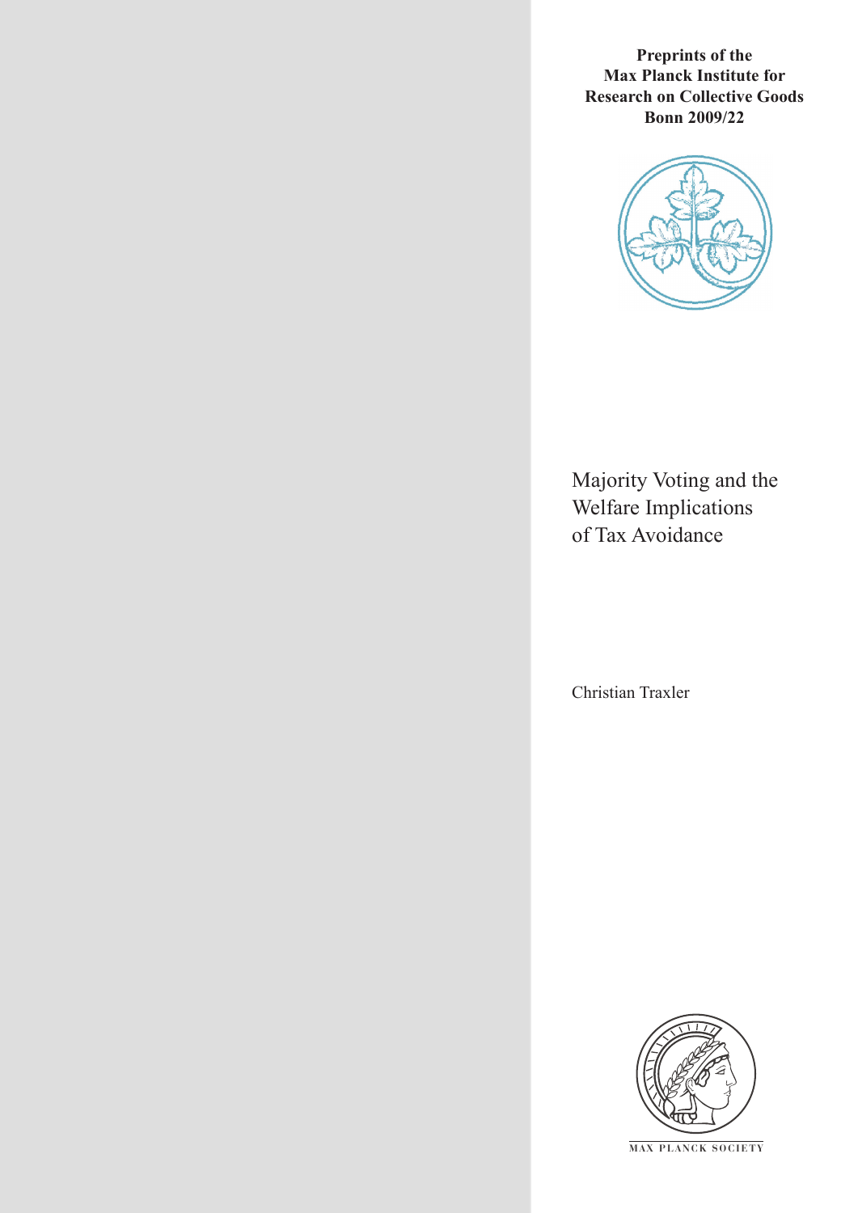**Preprints of the Max Planck Institute for Research on Collective Goods Bonn 2009/22**

# Majority Voting and the Welfare Implications of Tax Avoidance

Christian Traxler

MAX PLANCK SOCIETY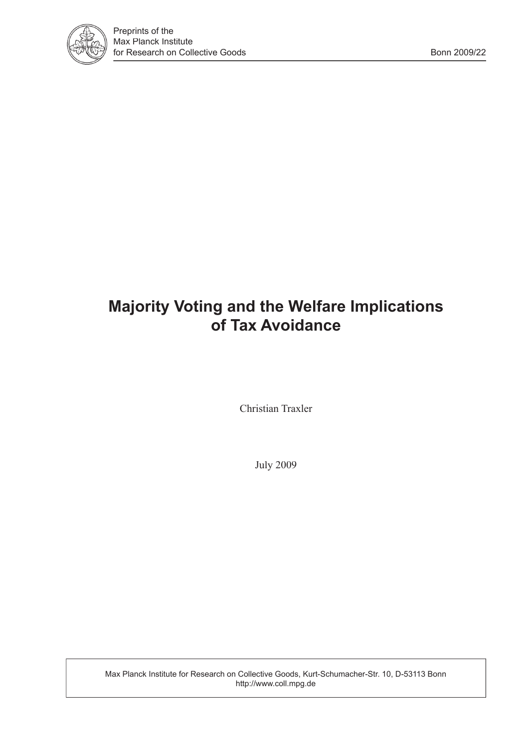Preprints of the
Max Planck Institute
for Research on Collective Goods

Bonn 2009/22

# Majority Voting and the Welfare Implications of Tax Avoidance

Christian Traxler

July 2009

Max Planck Institute for Research on Collective Goods, Kurt-Schumacher-Str. 10, D-53113 Bonn
http://www.coll.mpg.de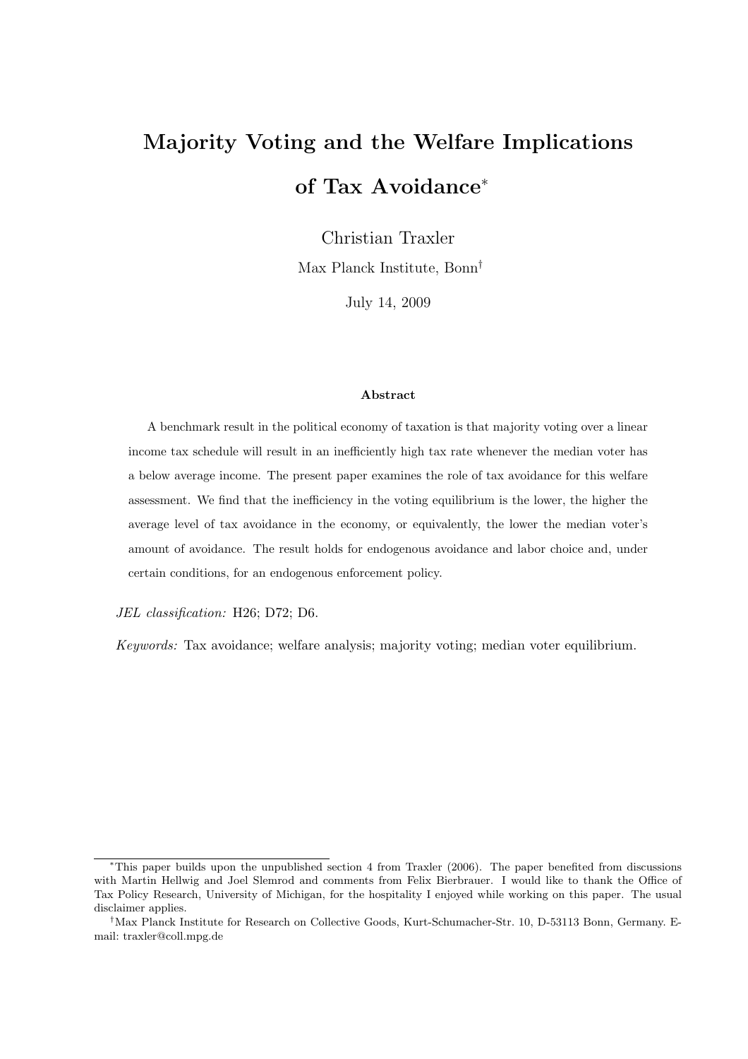# Majority Voting and the Welfare Implications of Tax Avoidance[*]

Christian Traxler

Max Planck Institute, Bonn[†]

July 14, 2009

**Abstract**

A benchmark result in the political economy of taxation is that majority voting over a linear income tax schedule will result in an inefficiently high tax rate whenever the median voter has a below average income. The present paper examines the role of tax avoidance for this welfare assessment. We find that the inefficiency in the voting equilibrium is the lower, the higher the average level of tax avoidance in the economy, or equivalently, the lower the median voter's amount of avoidance. The result holds for endogenous avoidance and labor choice and, under certain conditions, for an endogenous enforcement policy.

*JEL classification:* H26; D72; D6.

*Keywords:* Tax avoidance; welfare analysis; majority voting; median voter equilibrium.

---

[*]This paper builds upon the unpublished section 4 from Traxler (2006). The paper benefited from discussions with Martin Hellwig and Joel Slemrod and comments from Felix Bierbrauer. I would like to thank the Office of Tax Policy Research, University of Michigan, for the hospitality I enjoyed while working on this paper. The usual disclaimer applies.

[†]Max Planck Institute for Research on Collective Goods, Kurt-Schumacher-Str. 10, D-53113 Bonn, Germany. E-mail: traxler@coll.mpg.de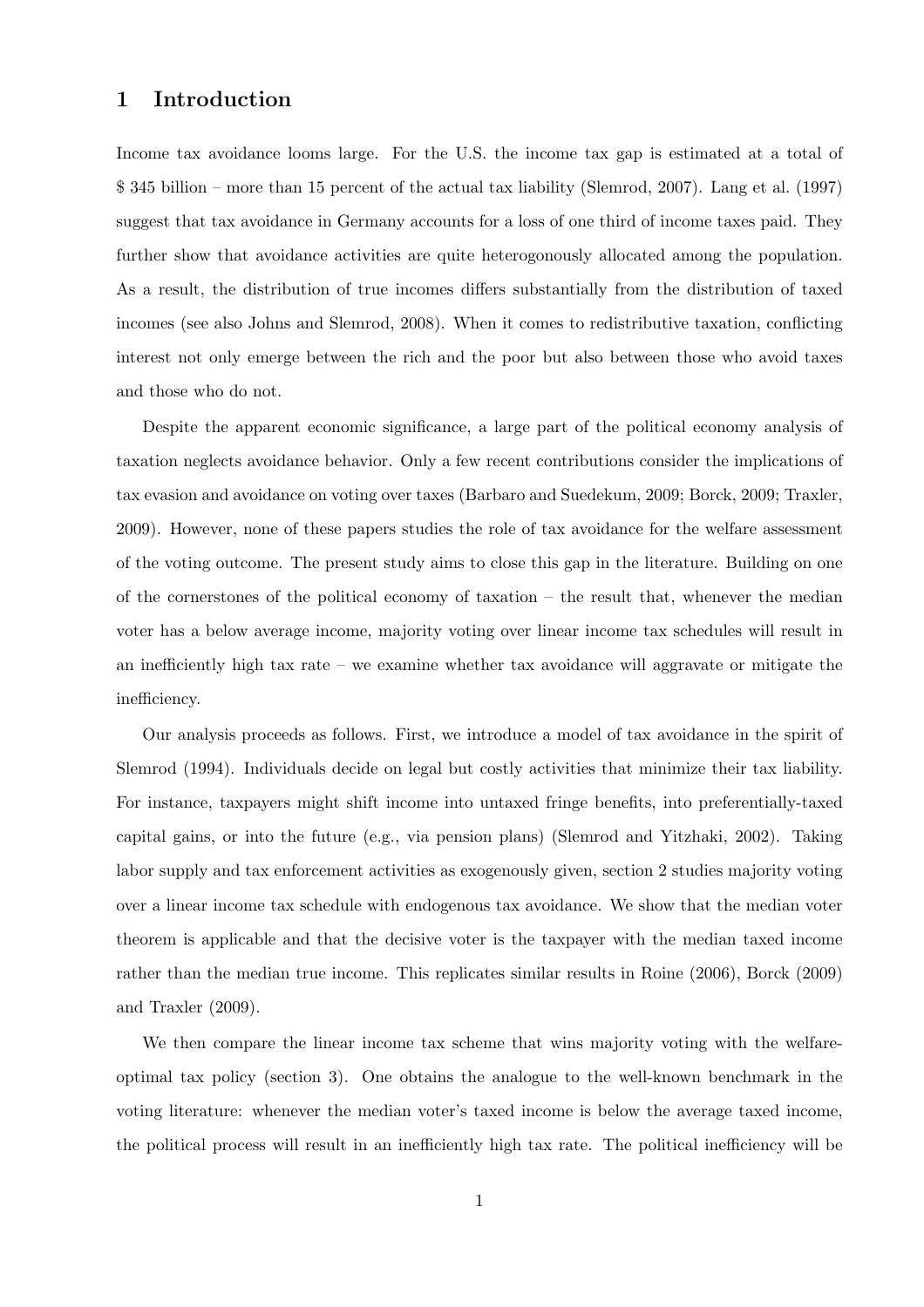# 1 Introduction

Income tax avoidance looms large. For the U.S. the income tax gap is estimated at a total of $ 345 billion – more than 15 percent of the actual tax liability (Slemrod, 2007). Lang et al. (1997) suggest that tax avoidance in Germany accounts for a loss of one third of income taxes paid. They further show that avoidance activities are quite heterogonously allocated among the population. As a result, the distribution of true incomes differs substantially from the distribution of taxed incomes (see also Johns and Slemrod, 2008). When it comes to redistributive taxation, conflicting interest not only emerge between the rich and the poor but also between those who avoid taxes and those who do not.

Despite the apparent economic significance, a large part of the political economy analysis of taxation neglects avoidance behavior. Only a few recent contributions consider the implications of tax evasion and avoidance on voting over taxes (Barbaro and Suedekum, 2009; Borck, 2009; Traxler, 2009). However, none of these papers studies the role of tax avoidance for the welfare assessment of the voting outcome. The present study aims to close this gap in the literature. Building on one of the cornerstones of the political economy of taxation – the result that, whenever the median voter has a below average income, majority voting over linear income tax schedules will result in an inefficiently high tax rate – we examine whether tax avoidance will aggravate or mitigate the inefficiency.

Our analysis proceeds as follows. First, we introduce a model of tax avoidance in the spirit of Slemrod (1994). Individuals decide on legal but costly activities that minimize their tax liability. For instance, taxpayers might shift income into untaxed fringe benefits, into preferentially-taxed capital gains, or into the future (e.g., via pension plans) (Slemrod and Yitzhaki, 2002). Taking labor supply and tax enforcement activities as exogenously given, section 2 studies majority voting over a linear income tax schedule with endogenous tax avoidance. We show that the median voter theorem is applicable and that the decisive voter is the taxpayer with the median taxed income rather than the median true income. This replicates similar results in Roine (2006), Borck (2009) and Traxler (2009).

We then compare the linear income tax scheme that wins majority voting with the welfare-optimal tax policy (section 3). One obtains the analogue to the well-known benchmark in the voting literature: whenever the median voter's taxed income is below the average taxed income, the political process will result in an inefficiently high tax rate. The political inefficiency will be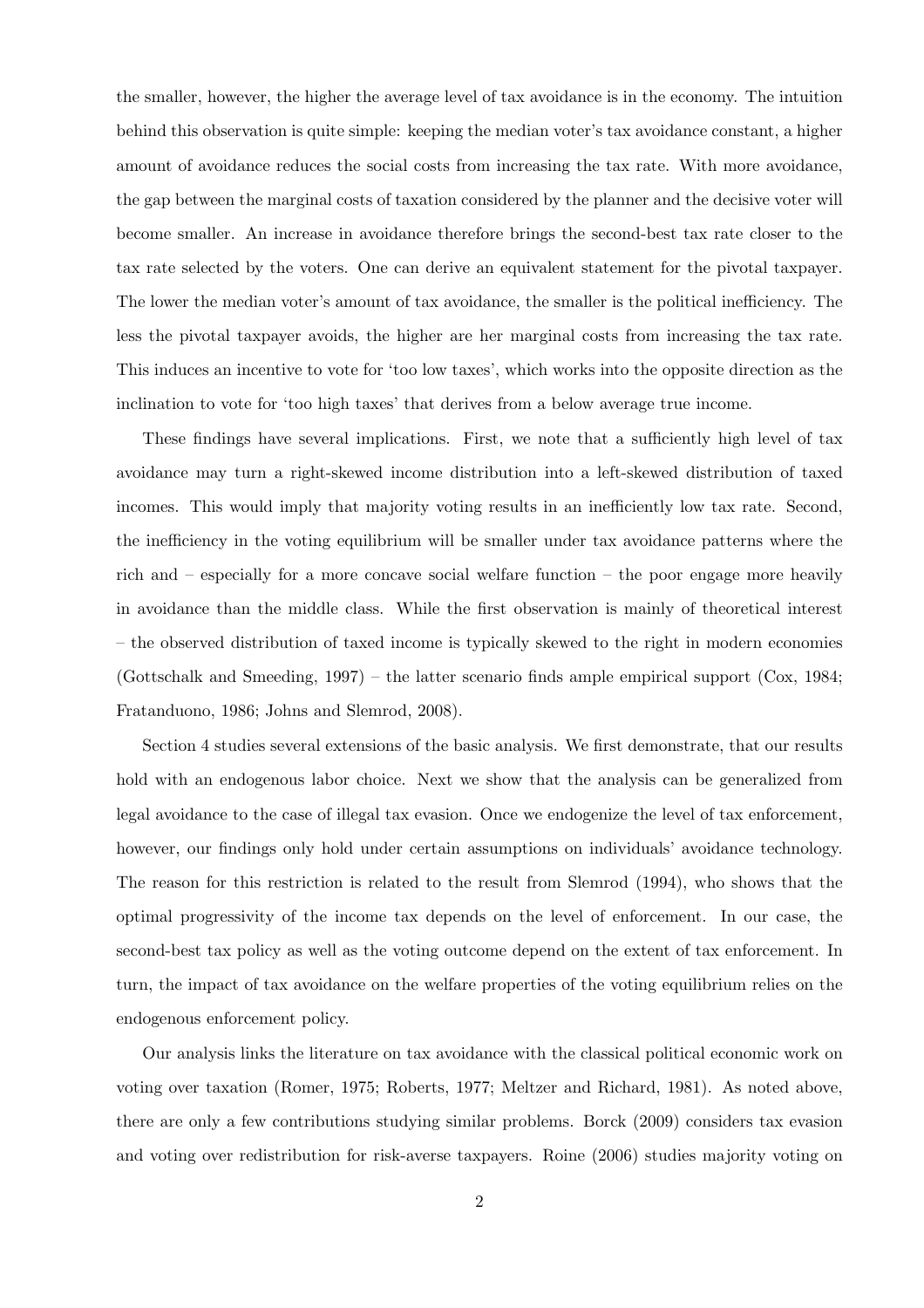the smaller, however, the higher the average level of tax avoidance is in the economy. The intuition behind this observation is quite simple: keeping the median voter's tax avoidance constant, a higher amount of avoidance reduces the social costs from increasing the tax rate. With more avoidance, the gap between the marginal costs of taxation considered by the planner and the decisive voter will become smaller. An increase in avoidance therefore brings the second-best tax rate closer to the tax rate selected by the voters. One can derive an equivalent statement for the pivotal taxpayer. The lower the median voter's amount of tax avoidance, the smaller is the political inefficiency. The less the pivotal taxpayer avoids, the higher are her marginal costs from increasing the tax rate. This induces an incentive to vote for 'too low taxes', which works into the opposite direction as the inclination to vote for 'too high taxes' that derives from a below average true income.

These findings have several implications. First, we note that a sufficiently high level of tax avoidance may turn a right-skewed income distribution into a left-skewed distribution of taxed incomes. This would imply that majority voting results in an inefficiently low tax rate. Second, the inefficiency in the voting equilibrium will be smaller under tax avoidance patterns where the rich and – especially for a more concave social welfare function – the poor engage more heavily in avoidance than the middle class. While the first observation is mainly of theoretical interest – the observed distribution of taxed income is typically skewed to the right in modern economies (Gottschalk and Smeeding, 1997) – the latter scenario finds ample empirical support (Cox, 1984; Fratanduono, 1986; Johns and Slemrod, 2008).

Section 4 studies several extensions of the basic analysis. We first demonstrate, that our results hold with an endogenous labor choice. Next we show that the analysis can be generalized from legal avoidance to the case of illegal tax evasion. Once we endogenize the level of tax enforcement, however, our findings only hold under certain assumptions on individuals' avoidance technology. The reason for this restriction is related to the result from Slemrod (1994), who shows that the optimal progressivity of the income tax depends on the level of enforcement. In our case, the second-best tax policy as well as the voting outcome depend on the extent of tax enforcement. In turn, the impact of tax avoidance on the welfare properties of the voting equilibrium relies on the endogenous enforcement policy.

Our analysis links the literature on tax avoidance with the classical political economic work on voting over taxation (Romer, 1975; Roberts, 1977; Meltzer and Richard, 1981). As noted above, there are only a few contributions studying similar problems. Borck (2009) considers tax evasion and voting over redistribution for risk-averse taxpayers. Roine (2006) studies majority voting on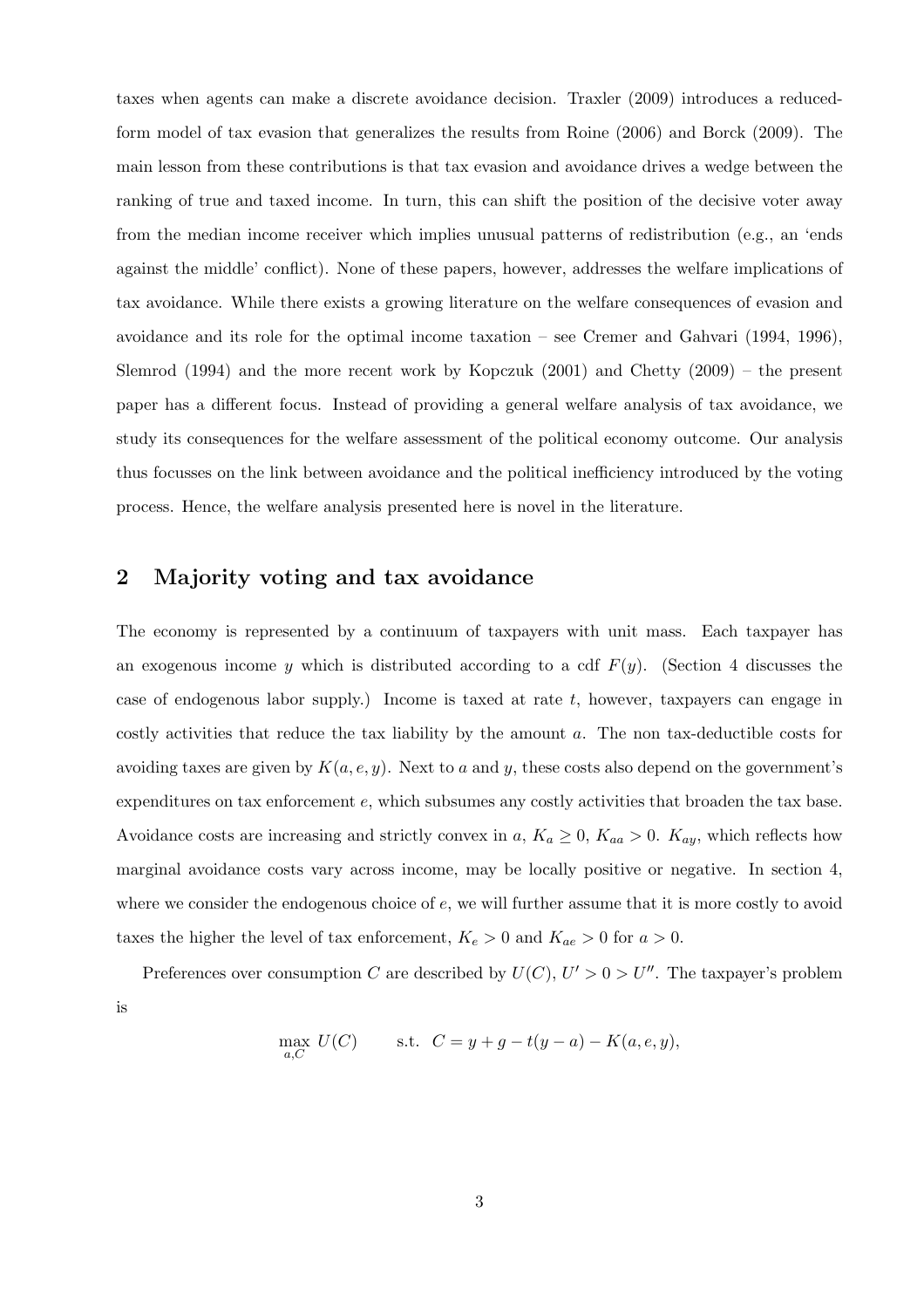taxes when agents can make a discrete avoidance decision. Traxler (2009) introduces a reduced-form model of tax evasion that generalizes the results from Roine (2006) and Borck (2009). The main lesson from these contributions is that tax evasion and avoidance drives a wedge between the ranking of true and taxed income. In turn, this can shift the position of the decisive voter away from the median income receiver which implies unusual patterns of redistribution (e.g., an 'ends against the middle' conflict). None of these papers, however, addresses the welfare implications of tax avoidance. While there exists a growing literature on the welfare consequences of evasion and avoidance and its role for the optimal income taxation – see Cremer and Gahvari (1994, 1996), Slemrod (1994) and the more recent work by Kopczuk (2001) and Chetty (2009) – the present paper has a different focus. Instead of providing a general welfare analysis of tax avoidance, we study its consequences for the welfare assessment of the political economy outcome. Our analysis thus focusses on the link between avoidance and the political inefficiency introduced by the voting process. Hence, the welfare analysis presented here is novel in the literature.

## 2 Majority voting and tax avoidance

The economy is represented by a continuum of taxpayers with unit mass. Each taxpayer has an exogenous income $y$ which is distributed according to a cdf $F(y)$. (Section 4 discusses the case of endogenous labor supply.) Income is taxed at rate $t$, however, taxpayers can engage in costly activities that reduce the tax liability by the amount $a$. The non tax-deductible costs for avoiding taxes are given by $K(a, e, y)$. Next to $a$ and $y$, these costs also depend on the government's expenditures on tax enforcement $e$, which subsumes any costly activities that broaden the tax base. Avoidance costs are increasing and strictly convex in $a$, $K_a \geq 0$, $K_{aa} > 0$. $K_{ay}$, which reflects how marginal avoidance costs vary across income, may be locally positive or negative. In section 4, where we consider the endogenous choice of $e$, we will further assume that it is more costly to avoid taxes the higher the level of tax enforcement, $K_e > 0$ and $K_{ae} > 0$ for $a > 0$.

Preferences over consumption $C$ are described by $U(C)$, $U' > 0 > U''$. The taxpayer's problem is

$$\max_{a,C} \; U(C) \qquad \text{s.t.} \;\; C = y + g - t(y - a) - K(a, e, y),$$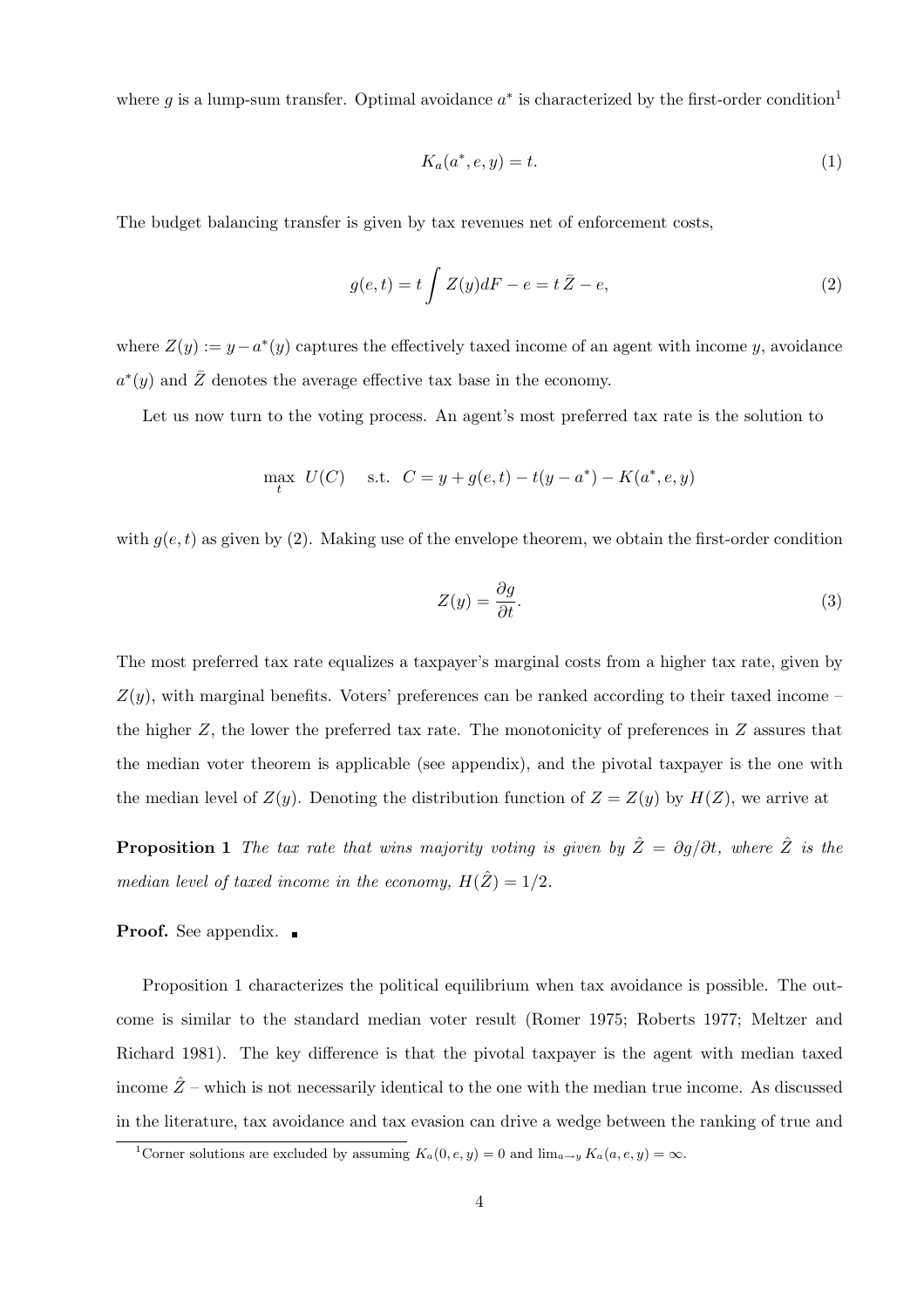where $g$ is a lump-sum transfer. Optimal avoidance $a^*$ is characterized by the first-order condition[1]

$$K_a(a^*, e, y) = t. \tag{1}$$

The budget balancing transfer is given by tax revenues net of enforcement costs,

$$g(e,t) = t \int Z(y) dF - e = t\,\bar{Z} - e, \tag{2}$$

where $Z(y) := y - a^*(y)$ captures the effectively taxed income of an agent with income $y$, avoidance $a^*(y)$ and $\bar{Z}$ denotes the average effective tax base in the economy.

Let us now turn to the voting process. An agent's most preferred tax rate is the solution to

$$\max_t \; U(C) \quad \text{s.t.} \;\; C = y + g(e,t) - t(y - a^*) - K(a^*, e, y)$$

with $g(e,t)$ as given by (2). Making use of the envelope theorem, we obtain the first-order condition

$$Z(y) = \frac{\partial g}{\partial t}. \tag{3}$$

The most preferred tax rate equalizes a taxpayer's marginal costs from a higher tax rate, given by $Z(y)$, with marginal benefits. Voters' preferences can be ranked according to their taxed income – the higher $Z$, the lower the preferred tax rate. The monotonicity of preferences in $Z$ assures that the median voter theorem is applicable (see appendix), and the pivotal taxpayer is the one with the median level of $Z(y)$. Denoting the distribution function of $Z = Z(y)$ by $H(Z)$, we arrive at

**Proposition 1** *The tax rate that wins majority voting is given by $\hat{Z} = \partial g/\partial t$, where $\hat{Z}$ is the median level of taxed income in the economy, $H(\hat{Z}) = 1/2$.*

**Proof.** See appendix. ∎

Proposition 1 characterizes the political equilibrium when tax avoidance is possible. The outcome is similar to the standard median voter result (Romer 1975; Roberts 1977; Meltzer and Richard 1981). The key difference is that the pivotal taxpayer is the agent with median taxed income $\hat{Z}$ – which is not necessarily identical to the one with the median true income. As discussed in the literature, tax avoidance and tax evasion can drive a wedge between the ranking of true and

[1] Corner solutions are excluded by assuming $K_a(0, e, y) = 0$ and $\lim_{a \to y} K_a(a, e, y) = \infty$.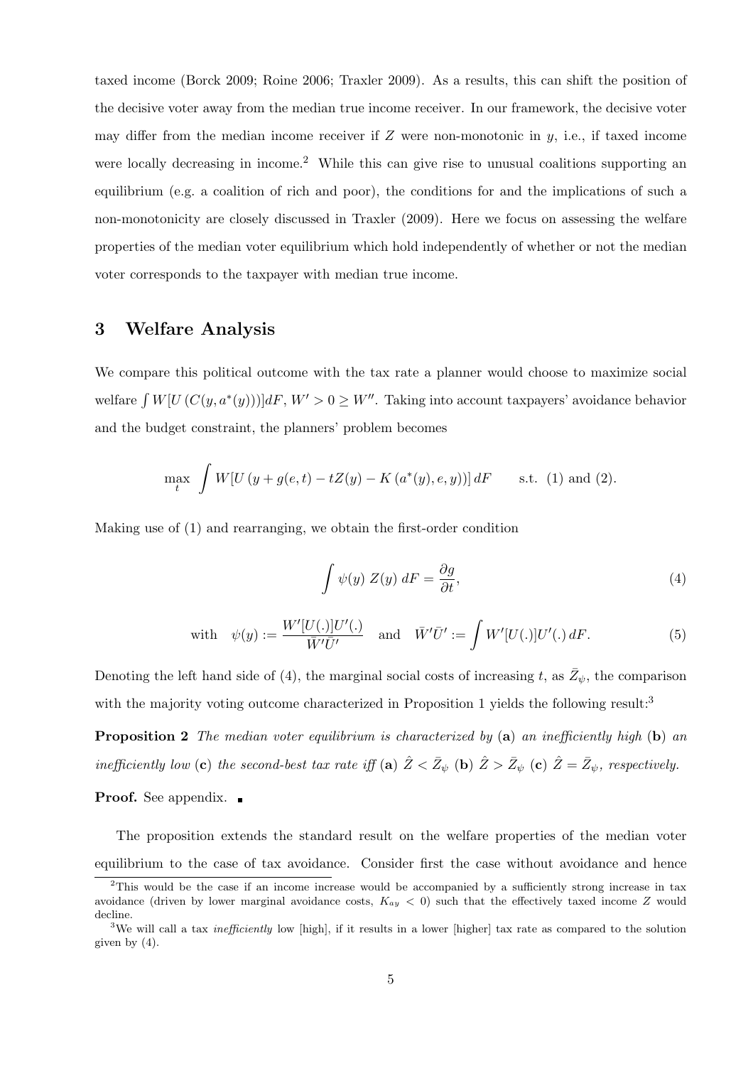taxed income (Borck 2009; Roine 2006; Traxler 2009). As a results, this can shift the position of the decisive voter away from the median true income receiver. In our framework, the decisive voter may differ from the median income receiver if $Z$ were non-monotonic in $y$, i.e., if taxed income were locally decreasing in income.[2] While this can give rise to unusual coalitions supporting an equilibrium (e.g. a coalition of rich and poor), the conditions for and the implications of such a non-monotonicity are closely discussed in Traxler (2009). Here we focus on assessing the welfare properties of the median voter equilibrium which hold independently of whether or not the median voter corresponds to the taxpayer with median true income.

# 3 Welfare Analysis

We compare this political outcome with the tax rate a planner would choose to maximize social welfare $\int W[U(C(y, a^*(y)))]dF$, $W' > 0 \geq W''$. Taking into account taxpayers' avoidance behavior and the budget constraint, the planners' problem becomes

$$\max_t \int W[U(y + g(e,t) - tZ(y) - K(a^*(y), e, y))]\, dF \qquad \text{s.t. (1) and (2).}$$

Making use of (1) and rearranging, we obtain the first-order condition

$$\int \psi(y)\ Z(y)\ dF = \frac{\partial g}{\partial t}, \tag{4}$$

$$\text{with} \quad \psi(y) := \frac{W'[U(.)]U'(.)}{\bar{W}'\bar{U}'} \quad \text{and} \quad \bar{W}'\bar{U}' := \int W'[U(.)]U'(.)\, dF. \tag{5}$$

Denoting the left hand side of (4), the marginal social costs of increasing $t$, as $\bar{Z}_\psi$, the comparison with the majority voting outcome characterized in Proposition 1 yields the following result:[3]

**Proposition 2** *The median voter equilibrium is characterized by* (**a**) *an inefficiently high* (**b**) *an inefficiently low* (**c**) *the second-best tax rate iff* (**a**) $\hat{Z} < \bar{Z}_\psi$ (**b**) $\hat{Z} > \bar{Z}_\psi$ (**c**) $\hat{Z} = \bar{Z}_\psi$*, respectively.*

**Proof.** See appendix. ∎

The proposition extends the standard result on the welfare properties of the median voter equilibrium to the case of tax avoidance. Consider first the case without avoidance and hence

---

[2] This would be the case if an income increase would be accompanied by a sufficiently strong increase in tax avoidance (driven by lower marginal avoidance costs, $K_{ay} < 0$) such that the effectively taxed income $Z$ would decline.

[3] We will call a tax *inefficiently* low [high], if it results in a lower [higher] tax rate as compared to the solution given by (4).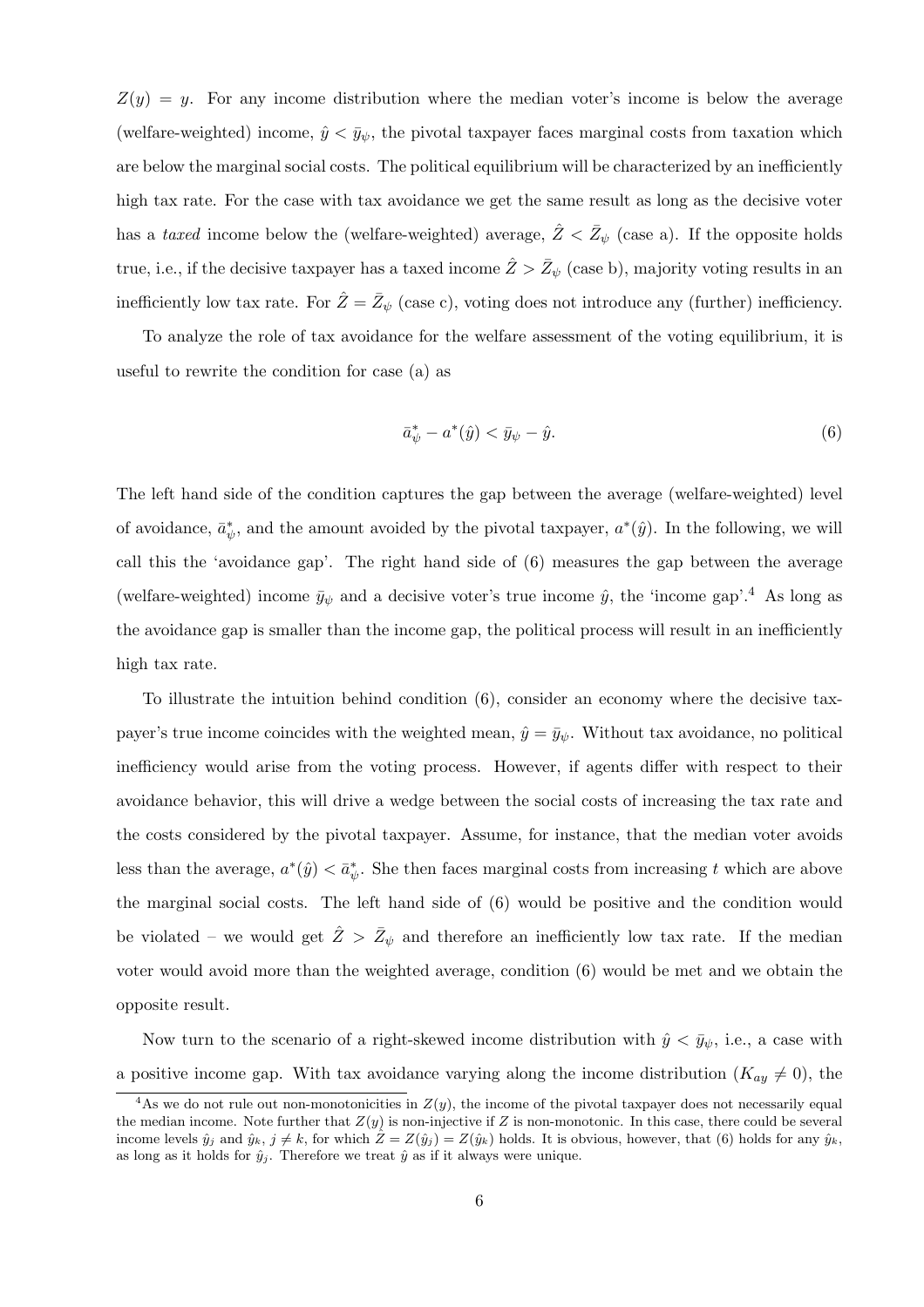$Z(y) = y$. For any income distribution where the median voter's income is below the average (welfare-weighted) income, $\hat{y} < \bar{y}_\psi$, the pivotal taxpayer faces marginal costs from taxation which are below the marginal social costs. The political equilibrium will be characterized by an inefficiently high tax rate. For the case with tax avoidance we get the same result as long as the decisive voter has a *taxed* income below the (welfare-weighted) average, $\hat{Z} < \bar{Z}_\psi$ (case a). If the opposite holds true, i.e., if the decisive taxpayer has a taxed income $\hat{Z} > \bar{Z}_\psi$ (case b), majority voting results in an inefficiently low tax rate. For $\hat{Z} = \bar{Z}_\psi$ (case c), voting does not introduce any (further) inefficiency.

To analyze the role of tax avoidance for the welfare assessment of the voting equilibrium, it is useful to rewrite the condition for case (a) as

$$\bar{a}^*_\psi - a^*(\hat{y}) < \bar{y}_\psi - \hat{y}. \tag{6}$$

The left hand side of the condition captures the gap between the average (welfare-weighted) level of avoidance, $\bar{a}^*_\psi$, and the amount avoided by the pivotal taxpayer, $a^*(\hat{y})$. In the following, we will call this the 'avoidance gap'. The right hand side of (6) measures the gap between the average (welfare-weighted) income $\bar{y}_\psi$ and a decisive voter's true income $\hat{y}$, the 'income gap'.[4] As long as the avoidance gap is smaller than the income gap, the political process will result in an inefficiently high tax rate.

To illustrate the intuition behind condition (6), consider an economy where the decisive taxpayer's true income coincides with the weighted mean, $\hat{y} = \bar{y}_\psi$. Without tax avoidance, no political inefficiency would arise from the voting process. However, if agents differ with respect to their avoidance behavior, this will drive a wedge between the social costs of increasing the tax rate and the costs considered by the pivotal taxpayer. Assume, for instance, that the median voter avoids less than the average, $a^*(\hat{y}) < \bar{a}^*_\psi$. She then faces marginal costs from increasing $t$ which are above the marginal social costs. The left hand side of (6) would be positive and the condition would be violated – we would get $\hat{Z} > \bar{Z}_\psi$ and therefore an inefficiently low tax rate. If the median voter would avoid more than the weighted average, condition (6) would be met and we obtain the opposite result.

Now turn to the scenario of a right-skewed income distribution with $\hat{y} < \bar{y}_\psi$, i.e., a case with a positive income gap. With tax avoidance varying along the income distribution ($K_{ay} \neq 0$), the

[4] As we do not rule out non-monotonicities in $Z(y)$, the income of the pivotal taxpayer does not necessarily equal the median income. Note further that $Z(y)$ is non-injective if $Z$ is non-monotonic. In this case, there could be several income levels $\hat{y}_j$ and $\hat{y}_k$, $j \neq k$, for which $\hat{Z} = Z(\hat{y}_j) = Z(\hat{y}_k)$ holds. It is obvious, however, that (6) holds for any $\hat{y}_k$, as long as it holds for $\hat{y}_j$. Therefore we treat $\hat{y}$ as if it always were unique.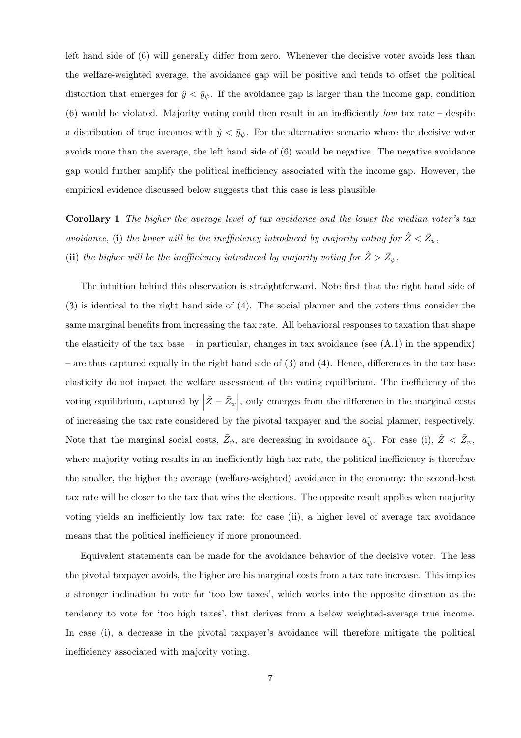left hand side of (6) will generally differ from zero. Whenever the decisive voter avoids less than the welfare-weighted average, the avoidance gap will be positive and tends to offset the political distortion that emerges for $\hat{y} < \bar{y}_\psi$. If the avoidance gap is larger than the income gap, condition (6) would be violated. Majority voting could then result in an inefficiently *low* tax rate – despite a distribution of true incomes with $\hat{y} < \bar{y}_\psi$. For the alternative scenario where the decisive voter avoids more than the average, the left hand side of (6) would be negative. The negative avoidance gap would further amplify the political inefficiency associated with the income gap. However, the empirical evidence discussed below suggests that this case is less plausible.

**Corollary 1** *The higher the average level of tax avoidance and the lower the median voter's tax avoidance,* (**i**) *the lower will be the inefficiency introduced by majority voting for $\hat{Z} < \bar{Z}_\psi$,* (**ii**) *the higher will be the inefficiency introduced by majority voting for $\hat{Z} > \bar{Z}_\psi$.*

The intuition behind this observation is straightforward. Note first that the right hand side of (3) is identical to the right hand side of (4). The social planner and the voters thus consider the same marginal benefits from increasing the tax rate. All behavioral responses to taxation that shape the elasticity of the tax base – in particular, changes in tax avoidance (see (A.1) in the appendix) – are thus captured equally in the right hand side of (3) and (4). Hence, differences in the tax base elasticity do not impact the welfare assessment of the voting equilibrium. The inefficiency of the voting equilibrium, captured by $\left|\hat{Z} - \bar{Z}_\psi\right|$, only emerges from the difference in the marginal costs of increasing the tax rate considered by the pivotal taxpayer and the social planner, respectively. Note that the marginal social costs, $\bar{Z}_\psi$, are decreasing in avoidance $\bar{a}^*_\psi$. For case (i), $\hat{Z} < \bar{Z}_\psi$, where majority voting results in an inefficiently high tax rate, the political inefficiency is therefore the smaller, the higher the average (welfare-weighted) avoidance in the economy: the second-best tax rate will be closer to the tax that wins the elections. The opposite result applies when majority voting yields an inefficiently low tax rate: for case (ii), a higher level of average tax avoidance means that the political inefficiency if more pronounced.

Equivalent statements can be made for the avoidance behavior of the decisive voter. The less the pivotal taxpayer avoids, the higher are his marginal costs from a tax rate increase. This implies a stronger inclination to vote for 'too low taxes', which works into the opposite direction as the tendency to vote for 'too high taxes', that derives from a below weighted-average true income. In case (i), a decrease in the pivotal taxpayer's avoidance will therefore mitigate the political inefficiency associated with majority voting.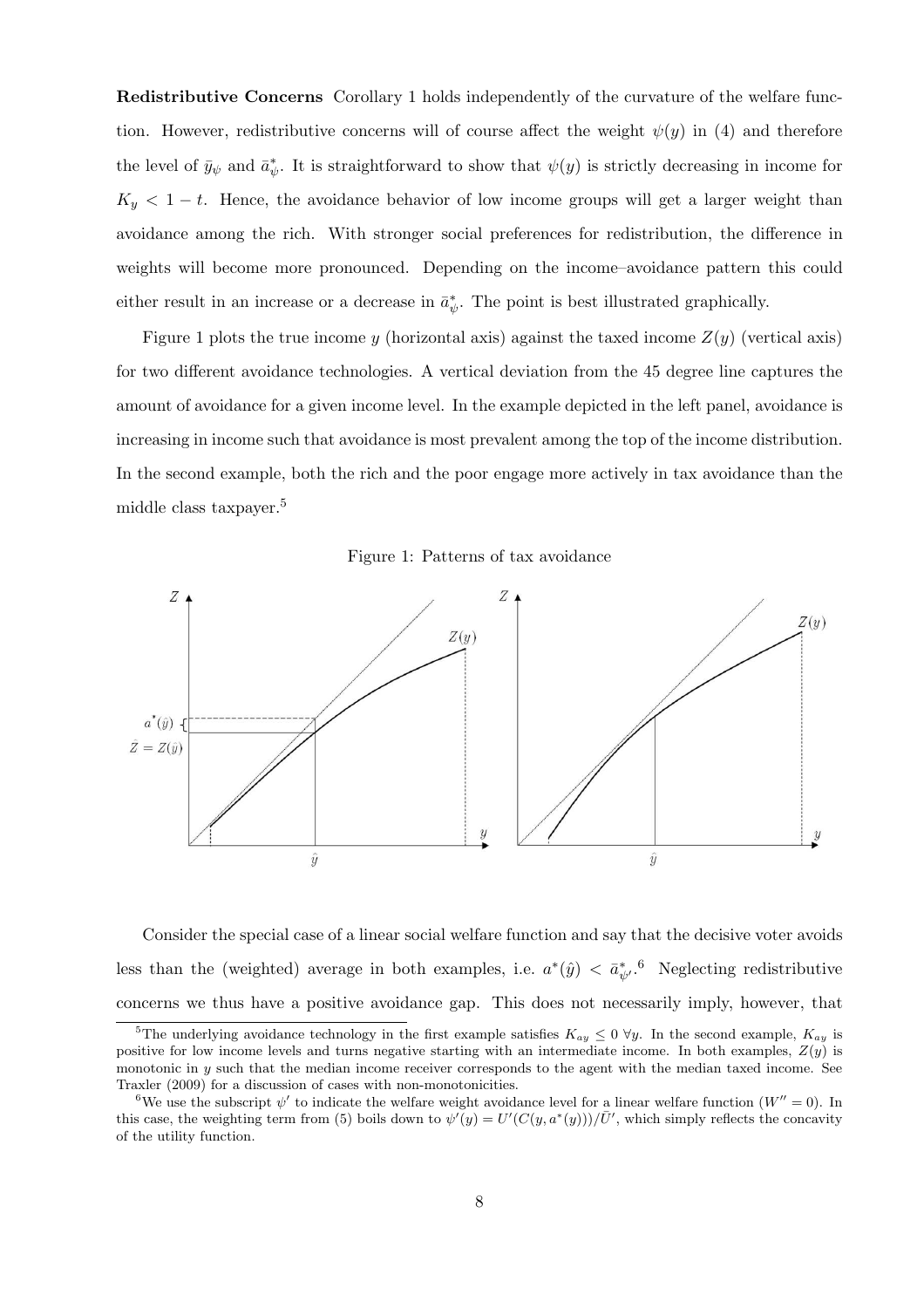**Redistributive Concerns** Corollary 1 holds independently of the curvature of the welfare function. However, redistributive concerns will of course affect the weight $\psi(y)$ in (4) and therefore the level of $\bar{y}_{\psi}$ and $\bar{a}^*_{\psi}$. It is straightforward to show that $\psi(y)$ is strictly decreasing in income for $K_y < 1 - t$. Hence, the avoidance behavior of low income groups will get a larger weight than avoidance among the rich. With stronger social preferences for redistribution, the difference in weights will become more pronounced. Depending on the income–avoidance pattern this could either result in an increase or a decrease in $\bar{a}^*_{\psi}$. The point is best illustrated graphically.

Figure 1 plots the true income $y$ (horizontal axis) against the taxed income $Z(y)$ (vertical axis) for two different avoidance technologies. A vertical deviation from the 45 degree line captures the amount of avoidance for a given income level. In the example depicted in the left panel, avoidance is increasing in income such that avoidance is most prevalent among the top of the income distribution. In the second example, both the rich and the poor engage more actively in tax avoidance than the middle class taxpayer.[5]

Figure 1: Patterns of tax avoidance

Consider the special case of a linear social welfare function and say that the decisive voter avoids less than the (weighted) average in both examples, i.e. $a^*(\hat{y}) < \bar{a}^*_{\psi'}$.[6] Neglecting redistributive concerns we thus have a positive avoidance gap. This does not necessarily imply, however, that

[5] The underlying avoidance technology in the first example satisfies $K_{ay} \leq 0 \; \forall y$. In the second example, $K_{ay}$ is positive for low income levels and turns negative starting with an intermediate income. In both examples, $Z(y)$ is monotonic in $y$ such that the median income receiver corresponds to the agent with the median taxed income. See Traxler (2009) for a discussion of cases with non-monotonicities.

[6] We use the subscript $\psi'$ to indicate the welfare weight avoidance level for a linear welfare function ($W'' = 0$). In this case, the weighting term from (5) boils down to $\psi'(y) = U'(C(y, a^*(y)))/\bar{U}'$, which simply reflects the concavity of the utility function.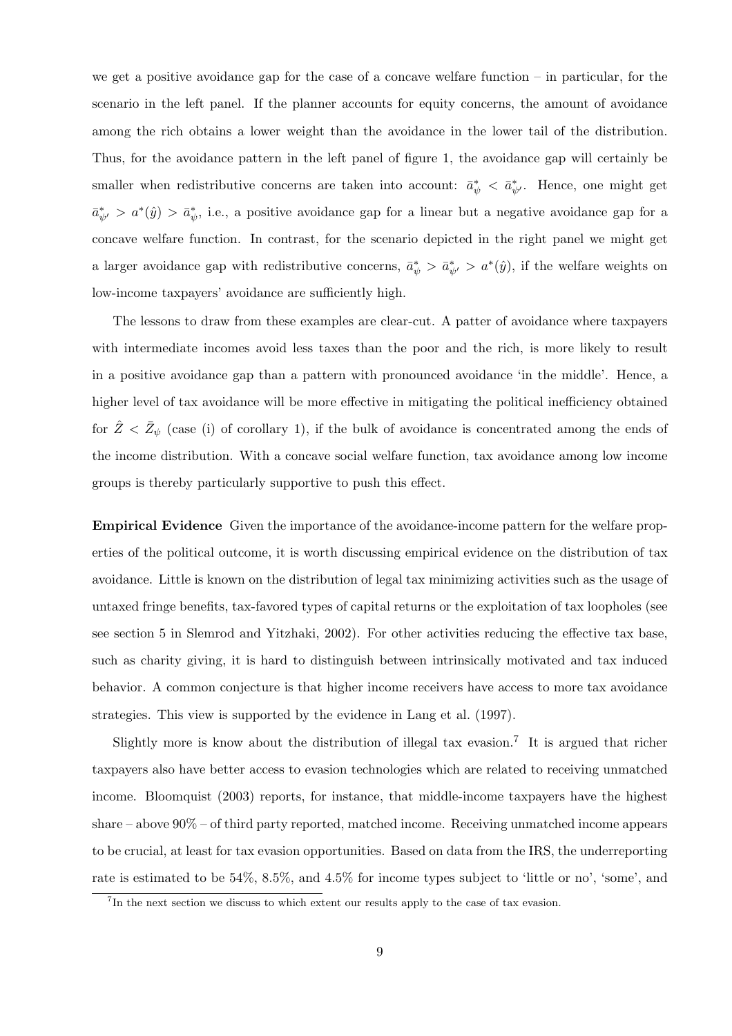we get a positive avoidance gap for the case of a concave welfare function – in particular, for the scenario in the left panel. If the planner accounts for equity concerns, the amount of avoidance among the rich obtains a lower weight than the avoidance in the lower tail of the distribution. Thus, for the avoidance pattern in the left panel of figure 1, the avoidance gap will certainly be smaller when redistributive concerns are taken into account: $\bar{a}^*_\psi < \bar{a}^*_{\psi'}$. Hence, one might get $\bar{a}^*_{\psi'} > a^*(\hat{y}) > \bar{a}^*_\psi$, i.e., a positive avoidance gap for a linear but a negative avoidance gap for a concave welfare function. In contrast, for the scenario depicted in the right panel we might get a larger avoidance gap with redistributive concerns, $\bar{a}^*_\psi > \bar{a}^*_{\psi'} > a^*(\hat{y})$, if the welfare weights on low-income taxpayers' avoidance are sufficiently high.

The lessons to draw from these examples are clear-cut. A patter of avoidance where taxpayers with intermediate incomes avoid less taxes than the poor and the rich, is more likely to result in a positive avoidance gap than a pattern with pronounced avoidance 'in the middle'. Hence, a higher level of tax avoidance will be more effective in mitigating the political inefficiency obtained for $\hat{Z} < \bar{Z}_\psi$ (case (i) of corollary 1), if the bulk of avoidance is concentrated among the ends of the income distribution. With a concave social welfare function, tax avoidance among low income groups is thereby particularly supportive to push this effect.

**Empirical Evidence** Given the importance of the avoidance-income pattern for the welfare properties of the political outcome, it is worth discussing empirical evidence on the distribution of tax avoidance. Little is known on the distribution of legal tax minimizing activities such as the usage of untaxed fringe benefits, tax-favored types of capital returns or the exploitation of tax loopholes (see see section 5 in Slemrod and Yitzhaki, 2002). For other activities reducing the effective tax base, such as charity giving, it is hard to distinguish between intrinsically motivated and tax induced behavior. A common conjecture is that higher income receivers have access to more tax avoidance strategies. This view is supported by the evidence in Lang et al. (1997).

Slightly more is know about the distribution of illegal tax evasion.[7] It is argued that richer taxpayers also have better access to evasion technologies which are related to receiving unmatched income. Bloomquist (2003) reports, for instance, that middle-income taxpayers have the highest share – above 90% – of third party reported, matched income. Receiving unmatched income appears to be crucial, at least for tax evasion opportunities. Based on data from the IRS, the underreporting rate is estimated to be 54%, 8.5%, and 4.5% for income types subject to 'little or no', 'some', and

[7] In the next section we discuss to which extent our results apply to the case of tax evasion.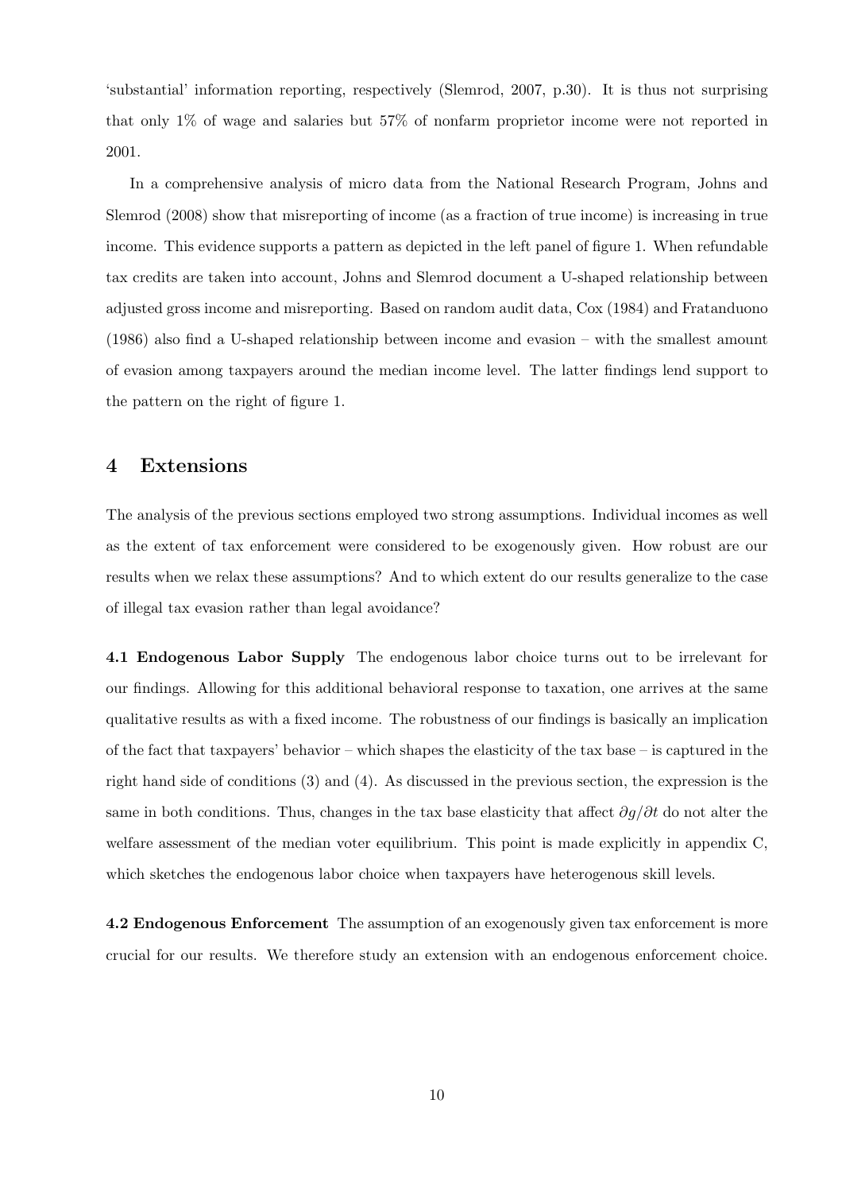'substantial' information reporting, respectively (Slemrod, 2007, p.30). It is thus not surprising that only 1% of wage and salaries but 57% of nonfarm proprietor income were not reported in 2001.

In a comprehensive analysis of micro data from the National Research Program, Johns and Slemrod (2008) show that misreporting of income (as a fraction of true income) is increasing in true income. This evidence supports a pattern as depicted in the left panel of figure 1. When refundable tax credits are taken into account, Johns and Slemrod document a U-shaped relationship between adjusted gross income and misreporting. Based on random audit data, Cox (1984) and Fratanduono (1986) also find a U-shaped relationship between income and evasion – with the smallest amount of evasion among taxpayers around the median income level. The latter findings lend support to the pattern on the right of figure 1.

## 4 Extensions

The analysis of the previous sections employed two strong assumptions. Individual incomes as well as the extent of tax enforcement were considered to be exogenously given. How robust are our results when we relax these assumptions? And to which extent do our results generalize to the case of illegal tax evasion rather than legal avoidance?

**4.1 Endogenous Labor Supply** The endogenous labor choice turns out to be irrelevant for our findings. Allowing for this additional behavioral response to taxation, one arrives at the same qualitative results as with a fixed income. The robustness of our findings is basically an implication of the fact that taxpayers' behavior – which shapes the elasticity of the tax base – is captured in the right hand side of conditions (3) and (4). As discussed in the previous section, the expression is the same in both conditions. Thus, changes in the tax base elasticity that affect $\partial g/\partial t$ do not alter the welfare assessment of the median voter equilibrium. This point is made explicitly in appendix C, which sketches the endogenous labor choice when taxpayers have heterogenous skill levels.

**4.2 Endogenous Enforcement** The assumption of an exogenously given tax enforcement is more crucial for our results. We therefore study an extension with an endogenous enforcement choice.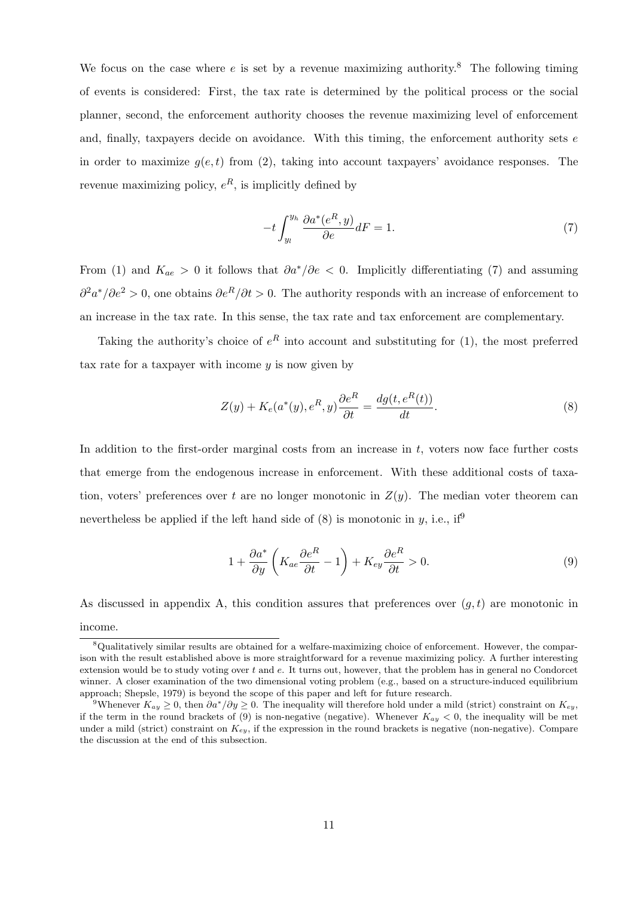We focus on the case where $e$ is set by a revenue maximizing authority.[8] The following timing of events is considered: First, the tax rate is determined by the political process or the social planner, second, the enforcement authority chooses the revenue maximizing level of enforcement and, finally, taxpayers decide on avoidance. With this timing, the enforcement authority sets $e$ in order to maximize $g(e, t)$ from (2), taking into account taxpayers' avoidance responses. The revenue maximizing policy, $e^R$, is implicitly defined by

$$-t \int_{y_l}^{y_h} \frac{\partial a^*(e^R, y)}{\partial e} dF = 1. \tag{7}$$

From (1) and $K_{ae} > 0$ it follows that $\partial a^*/\partial e < 0$. Implicitly differentiating (7) and assuming $\partial^2 a^*/\partial e^2 > 0$, one obtains $\partial e^R/\partial t > 0$. The authority responds with an increase of enforcement to an increase in the tax rate. In this sense, the tax rate and tax enforcement are complementary.

Taking the authority's choice of $e^R$ into account and substituting for (1), the most preferred tax rate for a taxpayer with income $y$ is now given by

$$Z(y) + K_e(a^*(y), e^R, y)\frac{\partial e^R}{\partial t} = \frac{dg(t, e^R(t))}{dt}. \tag{8}$$

In addition to the first-order marginal costs from an increase in $t$, voters now face further costs that emerge from the endogenous increase in enforcement. With these additional costs of taxation, voters' preferences over $t$ are no longer monotonic in $Z(y)$. The median voter theorem can nevertheless be applied if the left hand side of (8) is monotonic in $y$, i.e., if[9]

$$1 + \frac{\partial a^*}{\partial y}\left(K_{ae}\frac{\partial e^R}{\partial t} - 1\right) + K_{ey}\frac{\partial e^R}{\partial t} > 0. \tag{9}$$

As discussed in appendix A, this condition assures that preferences over $(g, t)$ are monotonic in income.

---

[8] Qualitatively similar results are obtained for a welfare-maximizing choice of enforcement. However, the comparison with the result established above is more straightforward for a revenue maximizing policy. A further interesting extension would be to study voting over $t$ and $e$. It turns out, however, that the problem has in general no Condorcet winner. A closer examination of the two dimensional voting problem (e.g., based on a structure-induced equilibrium approach; Shepsle, 1979) is beyond the scope of this paper and left for future research.

[9] Whenever $K_{ay} \geq 0$, then $\partial a^*/\partial y \geq 0$. The inequality will therefore hold under a mild (strict) constraint on $K_{ey}$, if the term in the round brackets of (9) is non-negative (negative). Whenever $K_{ay} < 0$, the inequality will be met under a mild (strict) constraint on $K_{ey}$, if the expression in the round brackets is negative (non-negative). Compare the discussion at the end of this subsection.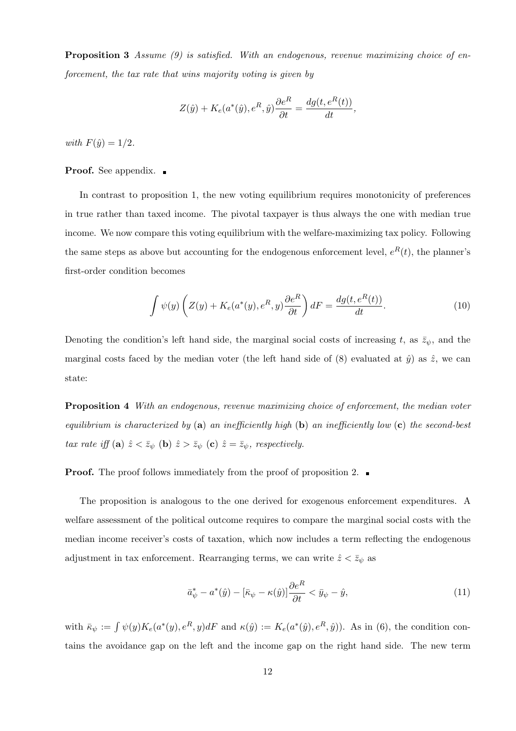**Proposition 3** *Assume (9) is satisfied. With an endogenous, revenue maximizing choice of enforcement, the tax rate that wins majority voting is given by*

$$Z(\hat{y}) + K_e(a^*(\hat{y}), e^R, \hat{y})\frac{\partial e^R}{\partial t} = \frac{dg(t, e^R(t))}{dt},$$

*with* $F(\hat{y}) = 1/2$.

**Proof.** See appendix. ∎

In contrast to proposition 1, the new voting equilibrium requires monotonicity of preferences in true rather than taxed income. The pivotal taxpayer is thus always the one with median true income. We now compare this voting equilibrium with the welfare-maximizing tax policy. Following the same steps as above but accounting for the endogenous enforcement level, $e^R(t)$, the planner's first-order condition becomes

$$\int \psi(y)\left(Z(y) + K_e(a^*(y), e^R, y)\frac{\partial e^R}{\partial t}\right) dF = \frac{dg(t, e^R(t))}{dt}. \tag{10}$$

Denoting the condition's left hand side, the marginal social costs of increasing $t$, as $\bar{z}_\psi$, and the marginal costs faced by the median voter (the left hand side of (8) evaluated at $\hat{y}$) as $\hat{z}$, we can state:

**Proposition 4** *With an endogenous, revenue maximizing choice of enforcement, the median voter equilibrium is characterized by* (**a**) *an inefficiently high* (**b**) *an inefficiently low* (**c**) *the second-best tax rate iff* (**a**) $\hat{z} < \bar{z}_\psi$ (**b**) $\hat{z} > \bar{z}_\psi$ (**c**) $\hat{z} = \bar{z}_\psi$*, respectively.*

**Proof.** The proof follows immediately from the proof of proposition 2. ∎

The proposition is analogous to the one derived for exogenous enforcement expenditures. A welfare assessment of the political outcome requires to compare the marginal social costs with the median income receiver's costs of taxation, which now includes a term reflecting the endogenous adjustment in tax enforcement. Rearranging terms, we can write $\hat{z} < \bar{z}_\psi$ as

$$\bar{a}^*_\psi - a^*(\hat{y}) - [\bar{\kappa}_\psi - \kappa(\hat{y})]\frac{\partial e^R}{\partial t} < \bar{y}_\psi - \hat{y}, \tag{11}$$

with $\bar{\kappa}_\psi := \int \psi(y) K_e(a^*(y), e^R, y) dF$ and $\kappa(\hat{y}) := K_e(a^*(\hat{y}), e^R, \hat{y}))$. As in (6), the condition contains the avoidance gap on the left and the income gap on the right hand side. The new term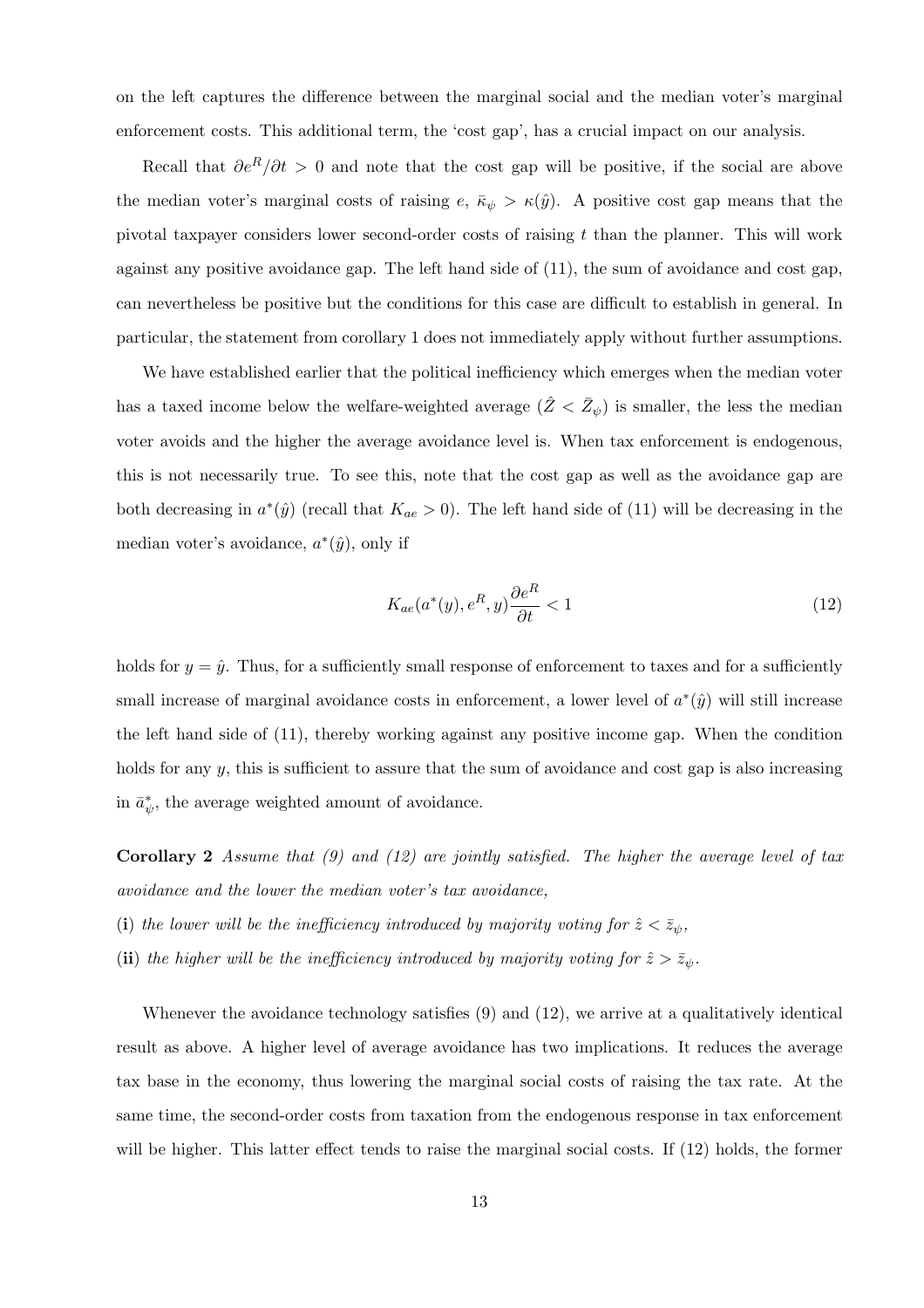on the left captures the difference between the marginal social and the median voter's marginal enforcement costs. This additional term, the 'cost gap', has a crucial impact on our analysis.

Recall that $\partial e^R/\partial t > 0$ and note that the cost gap will be positive, if the social are above the median voter's marginal costs of raising $e$, $\bar{\kappa}_\psi > \kappa(\hat{y})$. A positive cost gap means that the pivotal taxpayer considers lower second-order costs of raising $t$ than the planner. This will work against any positive avoidance gap. The left hand side of (11), the sum of avoidance and cost gap, can nevertheless be positive but the conditions for this case are difficult to establish in general. In particular, the statement from corollary 1 does not immediately apply without further assumptions.

We have established earlier that the political inefficiency which emerges when the median voter has a taxed income below the welfare-weighted average ($\hat{Z} < \bar{Z}_\psi$) is smaller, the less the median voter avoids and the higher the average avoidance level is. When tax enforcement is endogenous, this is not necessarily true. To see this, note that the cost gap as well as the avoidance gap are both decreasing in $a^*(\hat{y})$ (recall that $K_{ae} > 0$). The left hand side of (11) will be decreasing in the median voter's avoidance, $a^*(\hat{y})$, only if

$$K_{ae}(a^*(y), e^R, y)\frac{\partial e^R}{\partial t} < 1 \tag{12}$$

holds for $y = \hat{y}$. Thus, for a sufficiently small response of enforcement to taxes and for a sufficiently small increase of marginal avoidance costs in enforcement, a lower level of $a^*(\hat{y})$ will still increase the left hand side of (11), thereby working against any positive income gap. When the condition holds for any $y$, this is sufficient to assure that the sum of avoidance and cost gap is also increasing in $\bar{a}^*_\psi$, the average weighted amount of avoidance.

**Corollary 2** *Assume that (9) and (12) are jointly satisfied. The higher the average level of tax avoidance and the lower the median voter's tax avoidance,*

(**i**) *the lower will be the inefficiency introduced by majority voting for $\hat{z} < \bar{z}_\psi$,*

(**ii**) *the higher will be the inefficiency introduced by majority voting for $\hat{z} > \bar{z}_\psi$.*

Whenever the avoidance technology satisfies (9) and (12), we arrive at a qualitatively identical result as above. A higher level of average avoidance has two implications. It reduces the average tax base in the economy, thus lowering the marginal social costs of raising the tax rate. At the same time, the second-order costs from taxation from the endogenous response in tax enforcement will be higher. This latter effect tends to raise the marginal social costs. If (12) holds, the former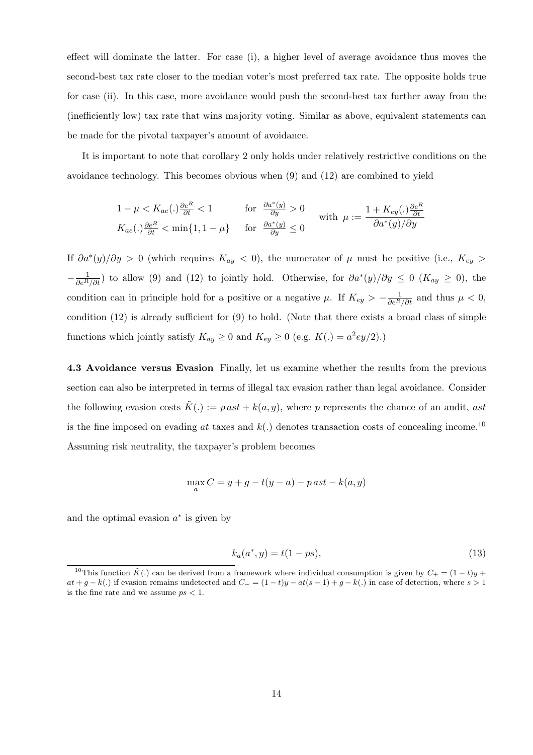effect will dominate the latter. For case (i), a higher level of average avoidance thus moves the second-best tax rate closer to the median voter's most preferred tax rate. The opposite holds true for case (ii). In this case, more avoidance would push the second-best tax further away from the (inefficiently low) tax rate that wins majority voting. Similar as above, equivalent statements can be made for the pivotal taxpayer's amount of avoidance.

It is important to note that corollary 2 only holds under relatively restrictive conditions on the avoidance technology. This becomes obvious when (9) and (12) are combined to yield

$$\begin{array}{ll} 1-\mu < K_{ae}(.)\frac{\partial e^R}{\partial t} < 1 & \text{for } \frac{\partial a^*(y)}{\partial y} > 0 \\ K_{ae}(.)\frac{\partial e^R}{\partial t} < \min\{1, 1-\mu\} & \text{for } \frac{\partial a^*(y)}{\partial y} \leq 0 \end{array} \quad \text{with } \mu := \frac{1 + K_{ey}(.)\frac{\partial e^R}{\partial t}}{\partial a^*(y)/\partial y}$$

If $\partial a^*(y)/\partial y > 0$ (which requires $K_{ay} < 0$), the numerator of $\mu$ must be positive (i.e., $K_{ey} > -\frac{1}{\partial e^R/\partial t}$) to allow (9) and (12) to jointly hold. Otherwise, for $\partial a^*(y)/\partial y \leq 0$ ($K_{ay} \geq 0$), the condition can in principle hold for a positive or a negative $\mu$. If $K_{ey} > -\frac{1}{\partial e^R/\partial t}$ and thus $\mu < 0$, condition (12) is already sufficient for (9) to hold. (Note that there exists a broad class of simple functions which jointly satisfy $K_{ay} \geq 0$ and $K_{ey} \geq 0$ (e.g. $K(.) = a^2ey/2$).)

**4.3 Avoidance versus Evasion** Finally, let us examine whether the results from the previous section can also be interpreted in terms of illegal tax evasion rather than legal avoidance. Consider the following evasion costs $\tilde{K}(.) := p\,ast + k(a, y)$, where $p$ represents the chance of an audit, $ast$ is the fine imposed on evading $at$ taxes and $k(.)$ denotes transaction costs of concealing income.[10] Assuming risk neutrality, the taxpayer's problem becomes

$$\max_a C = y + g - t(y - a) - p\,ast - k(a, y)$$

and the optimal evasion $a^*$ is given by

$$k_a(a^*, y) = t(1 - ps), \tag{13}$$

[10] This function $\tilde{K}(.)$ can be derived from a framework where individual consumption is given by $C_+ = (1-t)y + at + g - k(.)$ if evasion remains undetected and $C_- = (1-t)y - at(s-1) + g - k(.)$ in case of detection, where $s > 1$ is the fine rate and we assume $ps < 1$.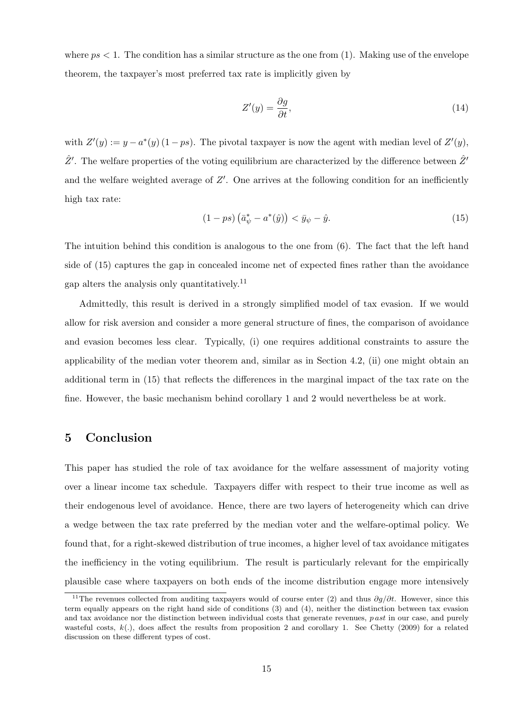where $ps < 1$. The condition has a similar structure as the one from (1). Making use of the envelope theorem, the taxpayer's most preferred tax rate is implicitly given by

$$Z'(y) = \frac{\partial g}{\partial t}, \tag{14}$$

with $Z'(y) := y - a^*(y)\,(1 - ps)$. The pivotal taxpayer is now the agent with median level of $Z'(y)$, $\hat{Z}'$. The welfare properties of the voting equilibrium are characterized by the difference between $\hat{Z}'$ and the welfare weighted average of $Z'$. One arrives at the following condition for an inefficiently high tax rate:

$$(1 - ps)\left(\bar{a}^*_\psi - a^*(\hat{y})\right) < \bar{y}_\psi - \hat{y}. \tag{15}$$

The intuition behind this condition is analogous to the one from (6). The fact that the left hand side of (15) captures the gap in concealed income net of expected fines rather than the avoidance gap alters the analysis only quantitatively.[11]

Admittedly, this result is derived in a strongly simplified model of tax evasion. If we would allow for risk aversion and consider a more general structure of fines, the comparison of avoidance and evasion becomes less clear. Typically, (i) one requires additional constraints to assure the applicability of the median voter theorem and, similar as in Section 4.2, (ii) one might obtain an additional term in (15) that reflects the differences in the marginal impact of the tax rate on the fine. However, the basic mechanism behind corollary 1 and 2 would nevertheless be at work.

# 5 Conclusion

This paper has studied the role of tax avoidance for the welfare assessment of majority voting over a linear income tax schedule. Taxpayers differ with respect to their true income as well as their endogenous level of avoidance. Hence, there are two layers of heterogeneity which can drive a wedge between the tax rate preferred by the median voter and the welfare-optimal policy. We found that, for a right-skewed distribution of true incomes, a higher level of tax avoidance mitigates the inefficiency in the voting equilibrium. The result is particularly relevant for the empirically plausible case where taxpayers on both ends of the income distribution engage more intensively

[11] The revenues collected from auditing taxpayers would of course enter (2) and thus $\partial g/\partial t$. However, since this term equally appears on the right hand side of conditions (3) and (4), neither the distinction between tax evasion and tax avoidance nor the distinction between individual costs that generate revenues, $p\,ast$ in our case, and purely wasteful costs, $k(.)$, does affect the results from proposition 2 and corollary 1. See Chetty (2009) for a related discussion on these different types of cost.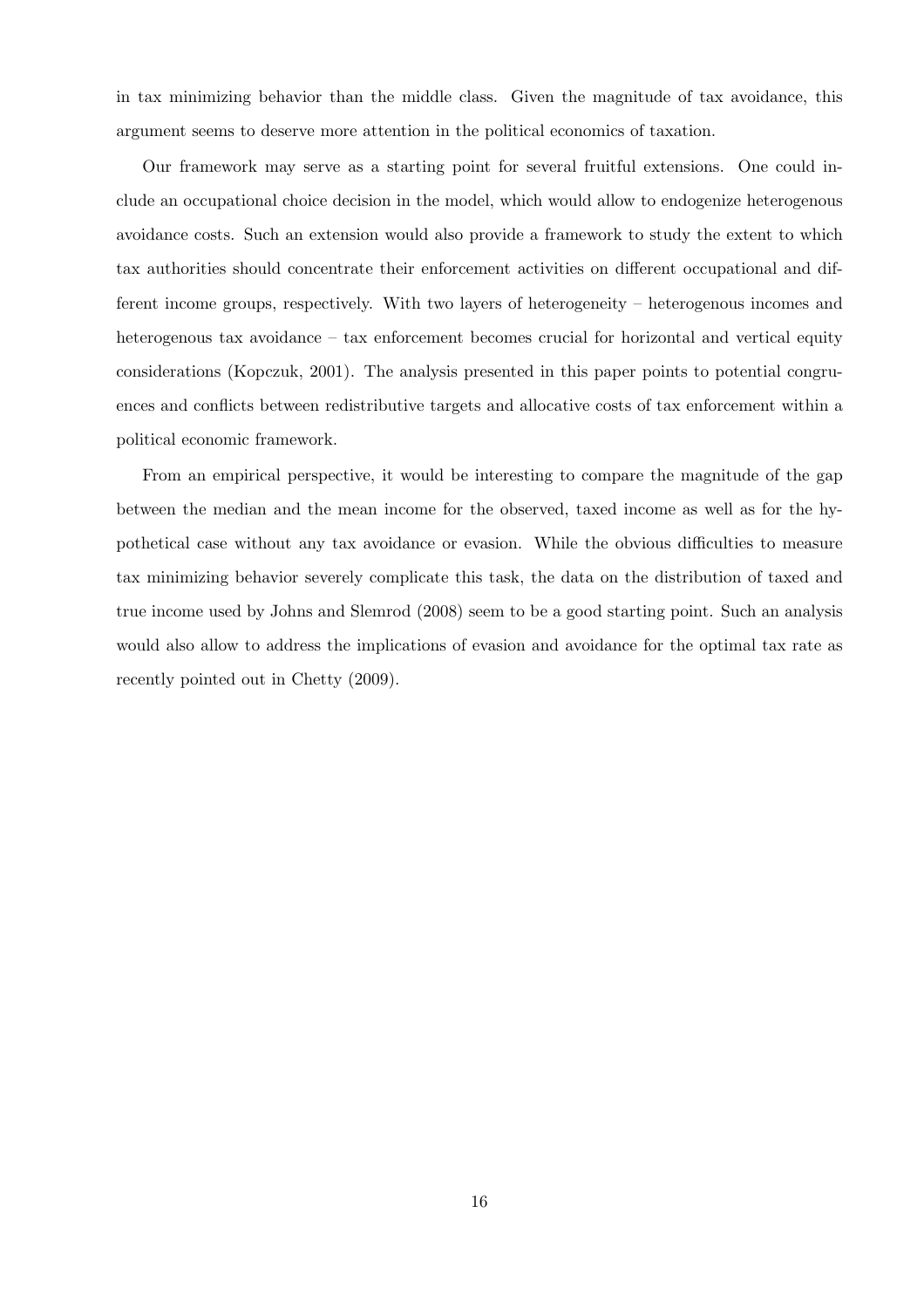in tax minimizing behavior than the middle class. Given the magnitude of tax avoidance, this argument seems to deserve more attention in the political economics of taxation.

Our framework may serve as a starting point for several fruitful extensions. One could include an occupational choice decision in the model, which would allow to endogenize heterogenous avoidance costs. Such an extension would also provide a framework to study the extent to which tax authorities should concentrate their enforcement activities on different occupational and different income groups, respectively. With two layers of heterogeneity – heterogenous incomes and heterogenous tax avoidance – tax enforcement becomes crucial for horizontal and vertical equity considerations (Kopczuk, 2001). The analysis presented in this paper points to potential congruences and conflicts between redistributive targets and allocative costs of tax enforcement within a political economic framework.

From an empirical perspective, it would be interesting to compare the magnitude of the gap between the median and the mean income for the observed, taxed income as well as for the hypothetical case without any tax avoidance or evasion. While the obvious difficulties to measure tax minimizing behavior severely complicate this task, the data on the distribution of taxed and true income used by Johns and Slemrod (2008) seem to be a good starting point. Such an analysis would also allow to address the implications of evasion and avoidance for the optimal tax rate as recently pointed out in Chetty (2009).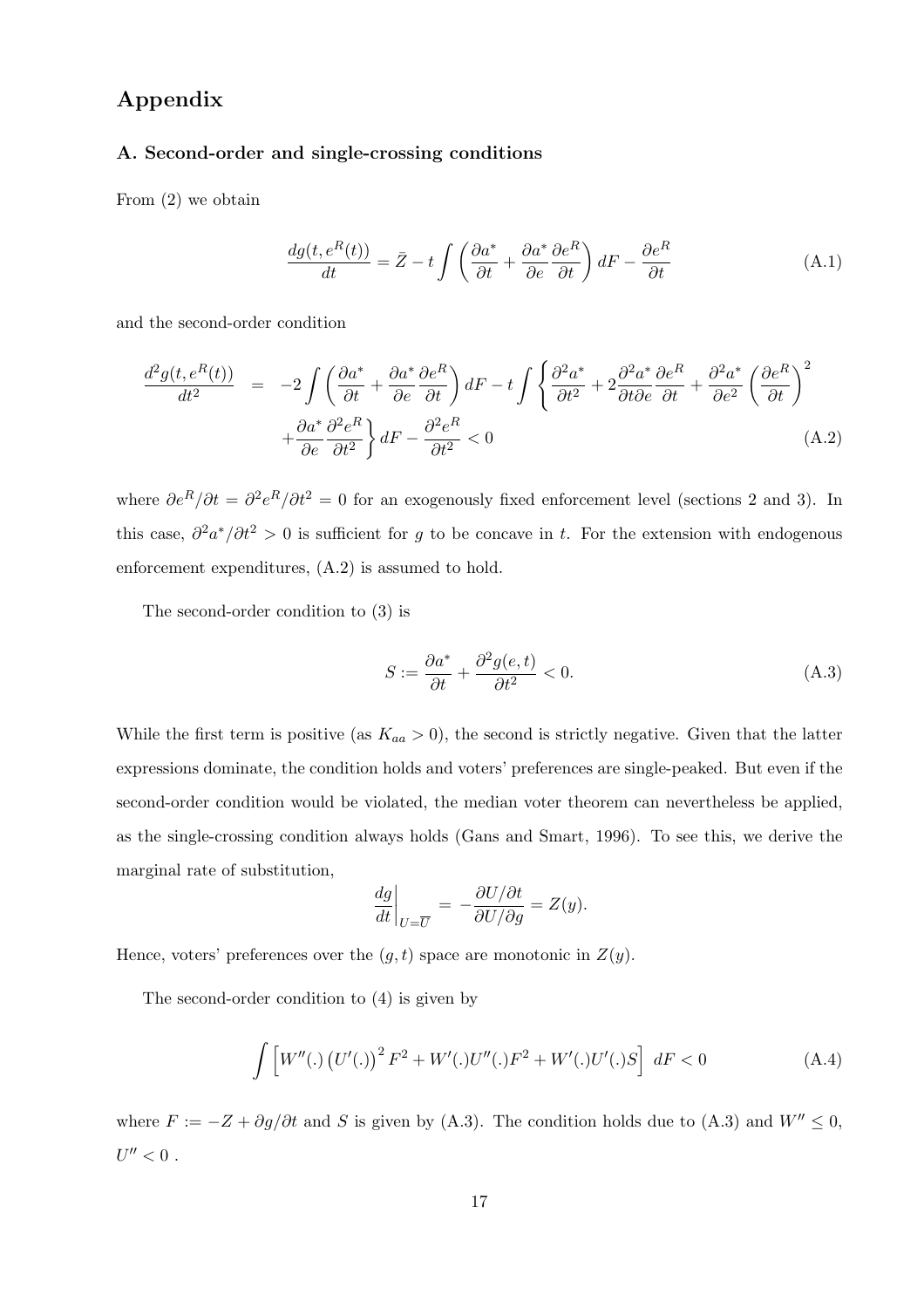# Appendix

### A. Second-order and single-crossing conditions

From (2) we obtain

$$\frac{dg(t, e^R(t))}{dt} = \bar{Z} - t \int \left( \frac{\partial a^*}{\partial t} + \frac{\partial a^*}{\partial e} \frac{\partial e^R}{\partial t} \right) dF - \frac{\partial e^R}{\partial t} \tag{A.1}$$

and the second-order condition

$$\begin{aligned} \frac{d^2 g(t, e^R(t))}{dt^2} &= -2 \int \left( \frac{\partial a^*}{\partial t} + \frac{\partial a^*}{\partial e} \frac{\partial e^R}{\partial t} \right) dF - t \int \left\{ \frac{\partial^2 a^*}{\partial t^2} + 2 \frac{\partial^2 a^*}{\partial t \partial e} \frac{\partial e^R}{\partial t} + \frac{\partial^2 a^*}{\partial e^2} \left( \frac{\partial e^R}{\partial t} \right)^2 \right. \\ &\quad \left. + \frac{\partial a^*}{\partial e} \frac{\partial^2 e^R}{\partial t^2} \right\} dF - \frac{\partial^2 e^R}{\partial t^2} < 0 \end{aligned} \tag{A.2}$$

where $\partial e^R / \partial t = \partial^2 e^R / \partial t^2 = 0$ for an exogenously fixed enforcement level (sections 2 and 3). In this case, $\partial^2 a^* / \partial t^2 > 0$ is sufficient for $g$ to be concave in $t$. For the extension with endogenous enforcement expenditures, (A.2) is assumed to hold.

The second-order condition to (3) is

$$S := \frac{\partial a^*}{\partial t} + \frac{\partial^2 g(e, t)}{\partial t^2} < 0. \tag{A.3}$$

While the first term is positive (as $K_{aa} > 0$), the second is strictly negative. Given that the latter expressions dominate, the condition holds and voters' preferences are single-peaked. But even if the second-order condition would be violated, the median voter theorem can nevertheless be applied, as the single-crossing condition always holds (Gans and Smart, 1996). To see this, we derive the marginal rate of substitution,

$$\left. \frac{dg}{dt} \right|_{U = \overline{U}} = -\frac{\partial U / \partial t}{\partial U / \partial g} = Z(y).$$

Hence, voters' preferences over the $(g, t)$ space are monotonic in $Z(y)$.

The second-order condition to (4) is given by

$$\int \left[ W''(.) \left( U'(.) \right)^2 F^2 + W'(.) U''(.) F^2 + W'(.) U'(.) S \right] \, dF < 0 \tag{A.4}$$

where $F := -Z + \partial g / \partial t$ and $S$ is given by (A.3). The condition holds due to (A.3) and $W'' \leq 0$, $U'' < 0$ .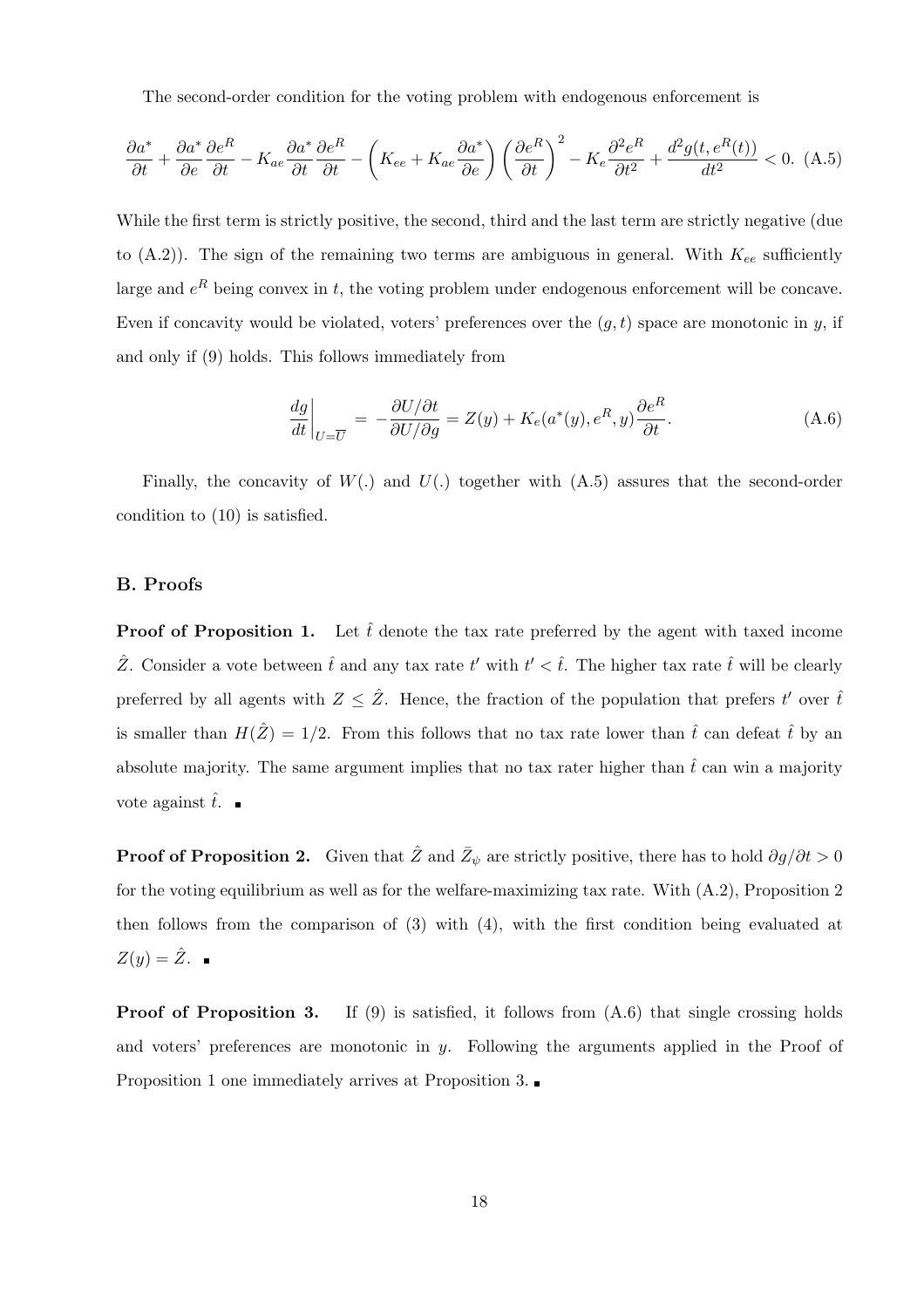The second-order condition for the voting problem with endogenous enforcement is

$$\frac{\partial a^*}{\partial t} + \frac{\partial a^*}{\partial e}\frac{\partial e^R}{\partial t} - K_{ae}\frac{\partial a^*}{\partial t}\frac{\partial e^R}{\partial t} - \left(K_{ee} + K_{ae}\frac{\partial a^*}{\partial e}\right)\left(\frac{\partial e^R}{\partial t}\right)^2 - K_e\frac{\partial^2 e^R}{\partial t^2} + \frac{d^2 g(t, e^R(t))}{dt^2} < 0. \quad \text{(A.5)}$$

While the first term is strictly positive, the second, third and the last term are strictly negative (due to (A.2)). The sign of the remaining two terms are ambiguous in general. With $K_{ee}$ sufficiently large and $e^R$ being convex in $t$, the voting problem under endogenous enforcement will be concave. Even if concavity would be violated, voters' preferences over the $(g, t)$ space are monotonic in $y$, if and only if (9) holds. This follows immediately from

$$\left.\frac{dg}{dt}\right|_{U=\overline{U}} = -\frac{\partial U/\partial t}{\partial U/\partial g} = Z(y) + K_e(a^*(y), e^R, y)\frac{\partial e^R}{\partial t}. \quad \text{(A.6)}$$

Finally, the concavity of $W(.)$ and $U(.)$ together with (A.5) assures that the second-order condition to (10) is satisfied.

## B. Proofs

**Proof of Proposition 1.** Let $\hat{t}$ denote the tax rate preferred by the agent with taxed income $\hat{Z}$. Consider a vote between $\hat{t}$ and any tax rate $t'$ with $t' < \hat{t}$. The higher tax rate $\hat{t}$ will be clearly preferred by all agents with $Z \leq \hat{Z}$. Hence, the fraction of the population that prefers $t'$ over $\hat{t}$ is smaller than $H(\hat{Z}) = 1/2$. From this follows that no tax rate lower than $\hat{t}$ can defeat $\hat{t}$ by an absolute majority. The same argument implies that no tax rater higher than $\hat{t}$ can win a majority vote against $\hat{t}$. ∎

**Proof of Proposition 2.** Given that $\hat{Z}$ and $\bar{Z}_\psi$ are strictly positive, there has to hold $\partial g/\partial t > 0$ for the voting equilibrium as well as for the welfare-maximizing tax rate. With (A.2), Proposition 2 then follows from the comparison of (3) with (4), with the first condition being evaluated at $Z(y) = \hat{Z}$. ∎

**Proof of Proposition 3.** If (9) is satisfied, it follows from (A.6) that single crossing holds and voters' preferences are monotonic in $y$. Following the arguments applied in the Proof of Proposition 1 one immediately arrives at Proposition 3. ∎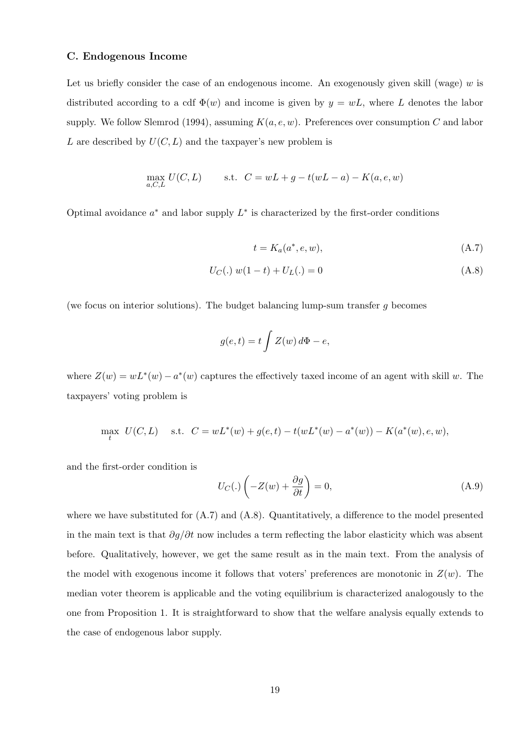### C. Endogenous Income

Let us briefly consider the case of an endogenous income. An exogenously given skill (wage) $w$ is distributed according to a cdf $\Phi(w)$ and income is given by $y = wL$, where $L$ denotes the labor supply. We follow Slemrod (1994), assuming $K(a, e, w)$. Preferences over consumption $C$ and labor $L$ are described by $U(C, L)$ and the taxpayer's new problem is

$$\max_{a,C,L} U(C, L) \qquad \text{s.t.} \;\; C = wL + g - t(wL - a) - K(a, e, w)$$

Optimal avoidance $a^*$ and labor supply $L^*$ is characterized by the first-order conditions

$$t = K_a(a^*, e, w), \tag{A.7}$$

$$U_C(.)\; w(1 - t) + U_L(.) = 0 \tag{A.8}$$

(we focus on interior solutions). The budget balancing lump-sum transfer $g$ becomes

$$g(e, t) = t \int Z(w)\, d\Phi - e,$$

where $Z(w) = wL^*(w) - a^*(w)$ captures the effectively taxed income of an agent with skill $w$. The taxpayers' voting problem is

$$\max_{t} \;\; U(C, L) \quad \text{s.t.} \;\; C = wL^*(w) + g(e, t) - t(wL^*(w) - a^*(w)) - K(a^*(w), e, w),$$

and the first-order condition is

$$U_C(.) \left( -Z(w) + \frac{\partial g}{\partial t} \right) = 0, \tag{A.9}$$

where we have substituted for (A.7) and (A.8). Quantitatively, a difference to the model presented in the main text is that $\partial g / \partial t$ now includes a term reflecting the labor elasticity which was absent before. Qualitatively, however, we get the same result as in the main text. From the analysis of the model with exogenous income it follows that voters' preferences are monotonic in $Z(w)$. The median voter theorem is applicable and the voting equilibrium is characterized analogously to the one from Proposition 1. It is straightforward to show that the welfare analysis equally extends to the case of endogenous labor supply.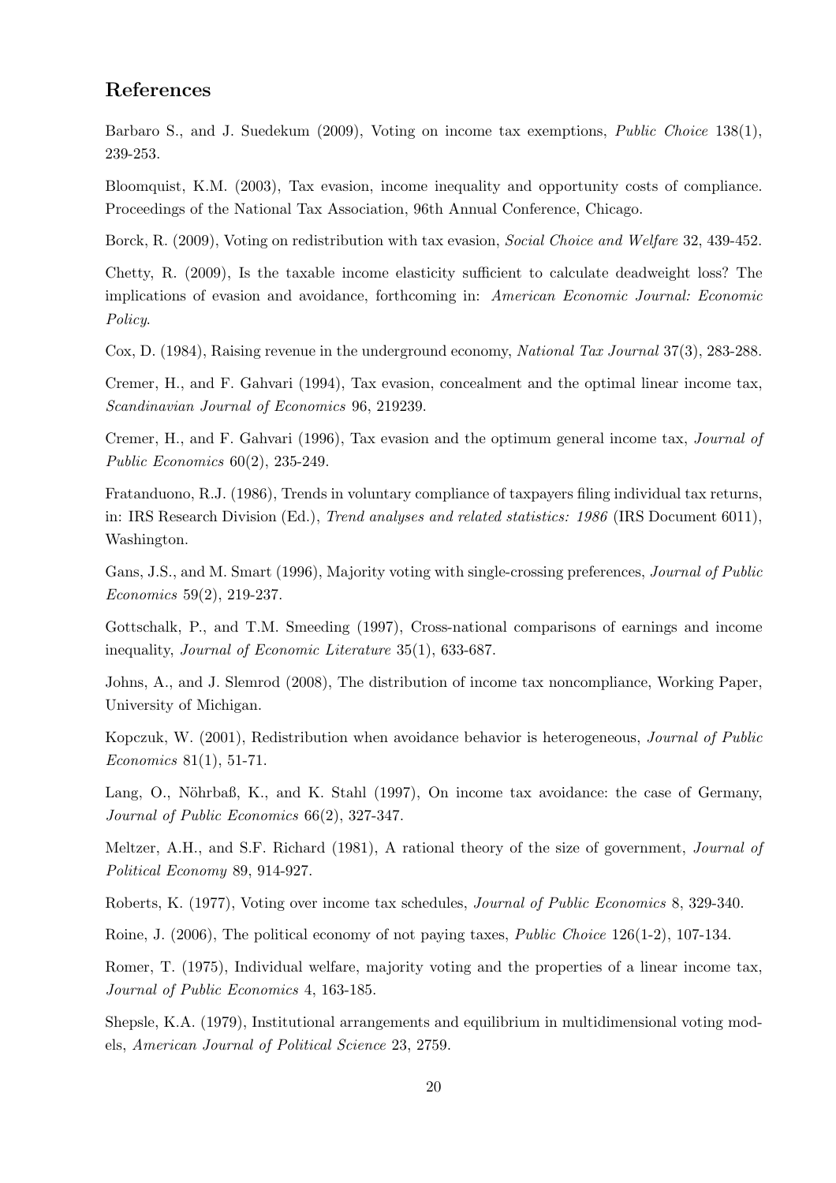## References

Barbaro S., and J. Suedekum (2009), Voting on income tax exemptions, *Public Choice* 138(1), 239-253.

Bloomquist, K.M. (2003), Tax evasion, income inequality and opportunity costs of compliance. Proceedings of the National Tax Association, 96th Annual Conference, Chicago.

Borck, R. (2009), Voting on redistribution with tax evasion, *Social Choice and Welfare* 32, 439-452.

Chetty, R. (2009), Is the taxable income elasticity sufficient to calculate deadweight loss? The implications of evasion and avoidance, forthcoming in: *American Economic Journal: Economic Policy*.

Cox, D. (1984), Raising revenue in the underground economy, *National Tax Journal* 37(3), 283-288.

Cremer, H., and F. Gahvari (1994), Tax evasion, concealment and the optimal linear income tax, *Scandinavian Journal of Economics* 96, 219239.

Cremer, H., and F. Gahvari (1996), Tax evasion and the optimum general income tax, *Journal of Public Economics* 60(2), 235-249.

Fratanduono, R.J. (1986), Trends in voluntary compliance of taxpayers filing individual tax returns, in: IRS Research Division (Ed.), *Trend analyses and related statistics: 1986* (IRS Document 6011), Washington.

Gans, J.S., and M. Smart (1996), Majority voting with single-crossing preferences, *Journal of Public Economics* 59(2), 219-237.

Gottschalk, P., and T.M. Smeeding (1997), Cross-national comparisons of earnings and income inequality, *Journal of Economic Literature* 35(1), 633-687.

Johns, A., and J. Slemrod (2008), The distribution of income tax noncompliance, Working Paper, University of Michigan.

Kopczuk, W. (2001), Redistribution when avoidance behavior is heterogeneous, *Journal of Public Economics* 81(1), 51-71.

Lang, O., Nöhrbaß, K., and K. Stahl (1997), On income tax avoidance: the case of Germany, *Journal of Public Economics* 66(2), 327-347.

Meltzer, A.H., and S.F. Richard (1981), A rational theory of the size of government, *Journal of Political Economy* 89, 914-927.

Roberts, K. (1977), Voting over income tax schedules, *Journal of Public Economics* 8, 329-340.

Roine, J. (2006), The political economy of not paying taxes, *Public Choice* 126(1-2), 107-134.

Romer, T. (1975), Individual welfare, majority voting and the properties of a linear income tax, *Journal of Public Economics* 4, 163-185.

Shepsle, K.A. (1979), Institutional arrangements and equilibrium in multidimensional voting models, *American Journal of Political Science* 23, 2759.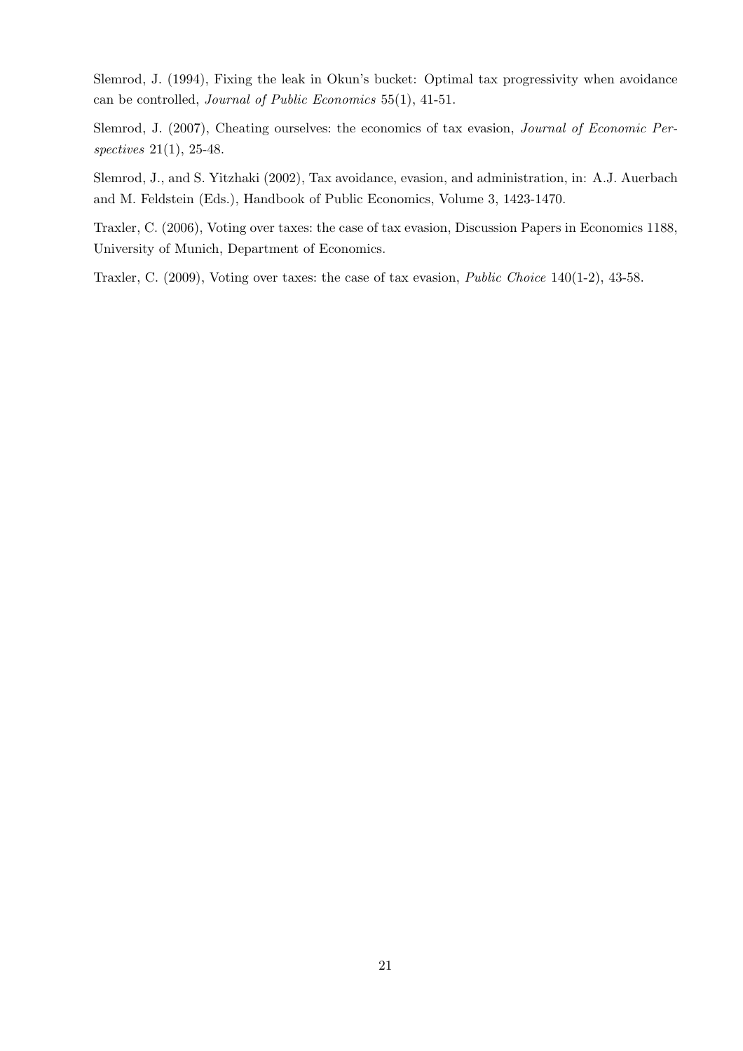Slemrod, J. (1994), Fixing the leak in Okun's bucket: Optimal tax progressivity when avoidance can be controlled, *Journal of Public Economics* 55(1), 41-51.

Slemrod, J. (2007), Cheating ourselves: the economics of tax evasion, *Journal of Economic Perspectives* 21(1), 25-48.

Slemrod, J., and S. Yitzhaki (2002), Tax avoidance, evasion, and administration, in: A.J. Auerbach and M. Feldstein (Eds.), Handbook of Public Economics, Volume 3, 1423-1470.

Traxler, C. (2006), Voting over taxes: the case of tax evasion, Discussion Papers in Economics 1188, University of Munich, Department of Economics.

Traxler, C. (2009), Voting over taxes: the case of tax evasion, *Public Choice* 140(1-2), 43-58.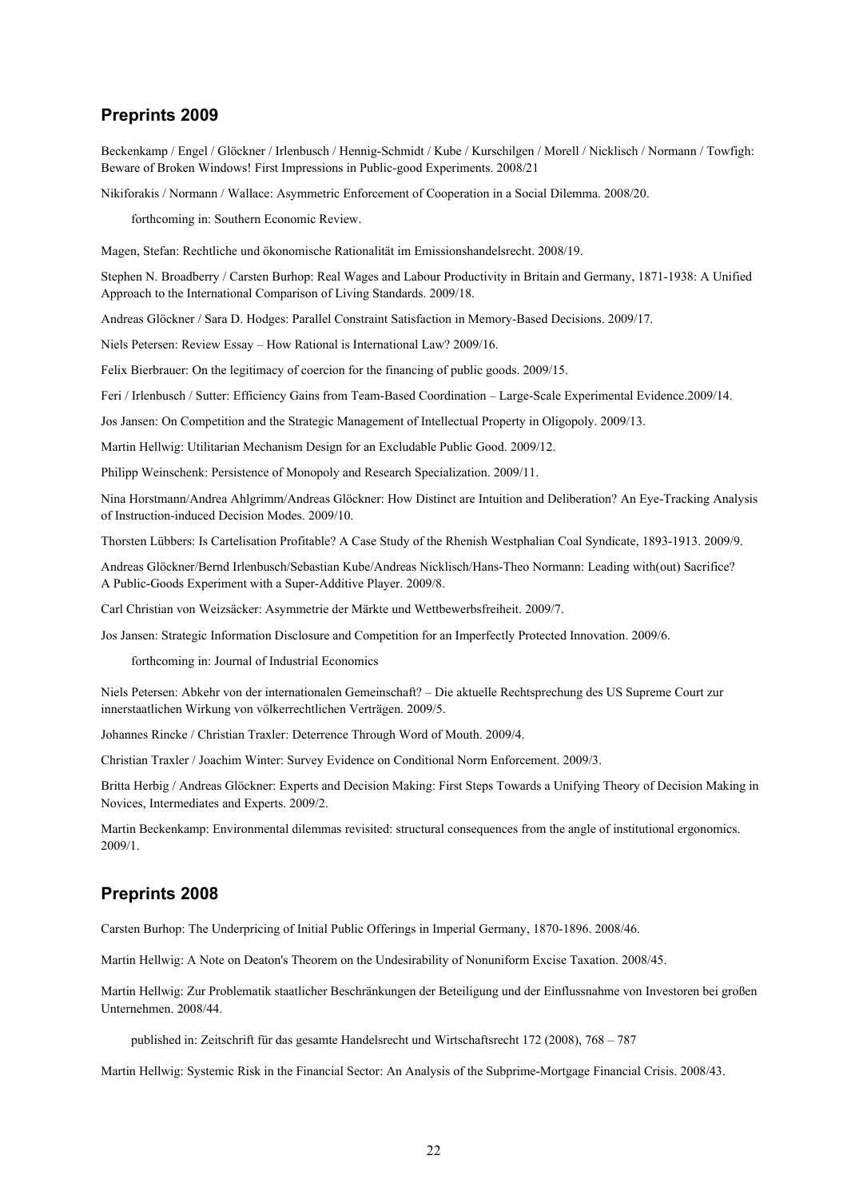## Preprints 2009

Beckenkamp / Engel / Glöckner / Irlenbusch / Hennig-Schmidt / Kube / Kurschilgen / Morell / Nicklisch / Normann / Towfigh: Beware of Broken Windows! First Impressions in Public-good Experiments. 2008/21

Nikiforakis / Normann / Wallace: Asymmetric Enforcement of Cooperation in a Social Dilemma. 2008/20.

forthcoming in: Southern Economic Review.

Magen, Stefan: Rechtliche und ökonomische Rationalität im Emissionshandelsrecht. 2008/19.

Stephen N. Broadberry / Carsten Burhop: Real Wages and Labour Productivity in Britain and Germany, 1871-1938: A Unified Approach to the International Comparison of Living Standards. 2009/18.

Andreas Glöckner / Sara D. Hodges: Parallel Constraint Satisfaction in Memory-Based Decisions. 2009/17.

Niels Petersen: Review Essay – How Rational is International Law? 2009/16.

Felix Bierbrauer: On the legitimacy of coercion for the financing of public goods. 2009/15.

Feri / Irlenbusch / Sutter: Efficiency Gains from Team-Based Coordination – Large-Scale Experimental Evidence.2009/14.

Jos Jansen: On Competition and the Strategic Management of Intellectual Property in Oligopoly. 2009/13.

Martin Hellwig: Utilitarian Mechanism Design for an Excludable Public Good. 2009/12.

Philipp Weinschenk: Persistence of Monopoly and Research Specialization. 2009/11.

Nina Horstmann/Andrea Ahlgrimm/Andreas Glöckner: How Distinct are Intuition and Deliberation? An Eye-Tracking Analysis of Instruction-induced Decision Modes. 2009/10.

Thorsten Lübbers: Is Cartelisation Profitable? A Case Study of the Rhenish Westphalian Coal Syndicate, 1893-1913. 2009/9.

Andreas Glöckner/Bernd Irlenbusch/Sebastian Kube/Andreas Nicklisch/Hans-Theo Normann: Leading with(out) Sacrifice? A Public-Goods Experiment with a Super-Additive Player. 2009/8.

Carl Christian von Weizsäcker: Asymmetrie der Märkte und Wettbewerbsfreiheit. 2009/7.

Jos Jansen: Strategic Information Disclosure and Competition for an Imperfectly Protected Innovation. 2009/6.

forthcoming in: Journal of Industrial Economics

Niels Petersen: Abkehr von der internationalen Gemeinschaft? – Die aktuelle Rechtsprechung des US Supreme Court zur innerstaatlichen Wirkung von völkerrechtlichen Verträgen. 2009/5.

Johannes Rincke / Christian Traxler: Deterrence Through Word of Mouth. 2009/4.

Christian Traxler / Joachim Winter: Survey Evidence on Conditional Norm Enforcement. 2009/3.

Britta Herbig / Andreas Glöckner: Experts and Decision Making: First Steps Towards a Unifying Theory of Decision Making in Novices, Intermediates and Experts. 2009/2.

Martin Beckenkamp: Environmental dilemmas revisited: structural consequences from the angle of institutional ergonomics. 2009/1.

## Preprints 2008

Carsten Burhop: The Underpricing of Initial Public Offerings in Imperial Germany, 1870-1896. 2008/46.

Martin Hellwig: A Note on Deaton's Theorem on the Undesirability of Nonuniform Excise Taxation. 2008/45.

Martin Hellwig: Zur Problematik staatlicher Beschränkungen der Beteiligung und der Einflussnahme von Investoren bei großen Unternehmen. 2008/44.

published in: Zeitschrift für das gesamte Handelsrecht und Wirtschaftsrecht 172 (2008), 768 – 787

Martin Hellwig: Systemic Risk in the Financial Sector: An Analysis of the Subprime-Mortgage Financial Crisis. 2008/43.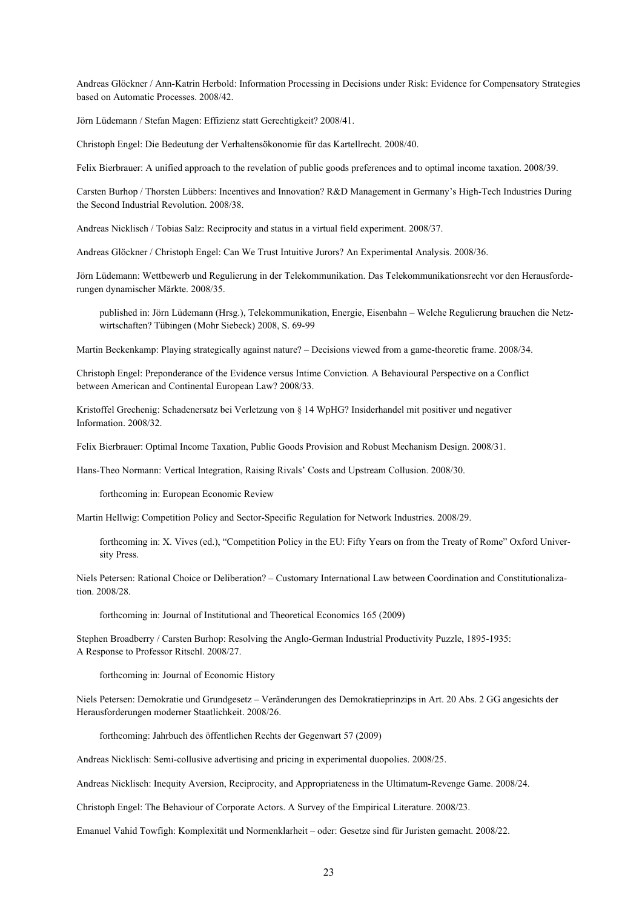Andreas Glöckner / Ann-Katrin Herbold: Information Processing in Decisions under Risk: Evidence for Compensatory Strategies based on Automatic Processes. 2008/42.

Jörn Lüdemann / Stefan Magen: Effizienz statt Gerechtigkeit? 2008/41.

Christoph Engel: Die Bedeutung der Verhaltensökonomie für das Kartellrecht. 2008/40.

Felix Bierbrauer: A unified approach to the revelation of public goods preferences and to optimal income taxation. 2008/39.

Carsten Burhop / Thorsten Lübbers: Incentives and Innovation? R&D Management in Germany's High-Tech Industries During the Second Industrial Revolution. 2008/38.

Andreas Nicklisch / Tobias Salz: Reciprocity and status in a virtual field experiment. 2008/37.

Andreas Glöckner / Christoph Engel: Can We Trust Intuitive Jurors? An Experimental Analysis. 2008/36.

Jörn Lüdemann: Wettbewerb und Regulierung in der Telekommunikation. Das Telekommunikationsrecht vor den Herausforderungen dynamischer Märkte. 2008/35.

> published in: Jörn Lüdemann (Hrsg.), Telekommunikation, Energie, Eisenbahn – Welche Regulierung brauchen die Netzwirtschaften? Tübingen (Mohr Siebeck) 2008, S. 69-99

Martin Beckenkamp: Playing strategically against nature? – Decisions viewed from a game-theoretic frame. 2008/34.

Christoph Engel: Preponderance of the Evidence versus Intime Conviction. A Behavioural Perspective on a Conflict between American and Continental European Law? 2008/33.

Kristoffel Grechenig: Schadenersatz bei Verletzung von § 14 WpHG? Insiderhandel mit positiver und negativer Information. 2008/32.

Felix Bierbrauer: Optimal Income Taxation, Public Goods Provision and Robust Mechanism Design. 2008/31.

Hans-Theo Normann: Vertical Integration, Raising Rivals' Costs and Upstream Collusion. 2008/30.

> forthcoming in: European Economic Review

Martin Hellwig: Competition Policy and Sector-Specific Regulation for Network Industries. 2008/29.

> forthcoming in: X. Vives (ed.), "Competition Policy in the EU: Fifty Years on from the Treaty of Rome" Oxford University Press.

Niels Petersen: Rational Choice or Deliberation? – Customary International Law between Coordination and Constitutionalization. 2008/28.

> forthcoming in: Journal of Institutional and Theoretical Economics 165 (2009)

Stephen Broadberry / Carsten Burhop: Resolving the Anglo-German Industrial Productivity Puzzle, 1895-1935: A Response to Professor Ritschl. 2008/27.

> forthcoming in: Journal of Economic History

Niels Petersen: Demokratie und Grundgesetz – Veränderungen des Demokratieprinzips in Art. 20 Abs. 2 GG angesichts der Herausforderungen moderner Staatlichkeit. 2008/26.

> forthcoming: Jahrbuch des öffentlichen Rechts der Gegenwart 57 (2009)

Andreas Nicklisch: Semi-collusive advertising and pricing in experimental duopolies. 2008/25.

Andreas Nicklisch: Inequity Aversion, Reciprocity, and Appropriateness in the Ultimatum-Revenge Game. 2008/24.

Christoph Engel: The Behaviour of Corporate Actors. A Survey of the Empirical Literature. 2008/23.

Emanuel Vahid Towfigh: Komplexität und Normenklarheit – oder: Gesetze sind für Juristen gemacht. 2008/22.